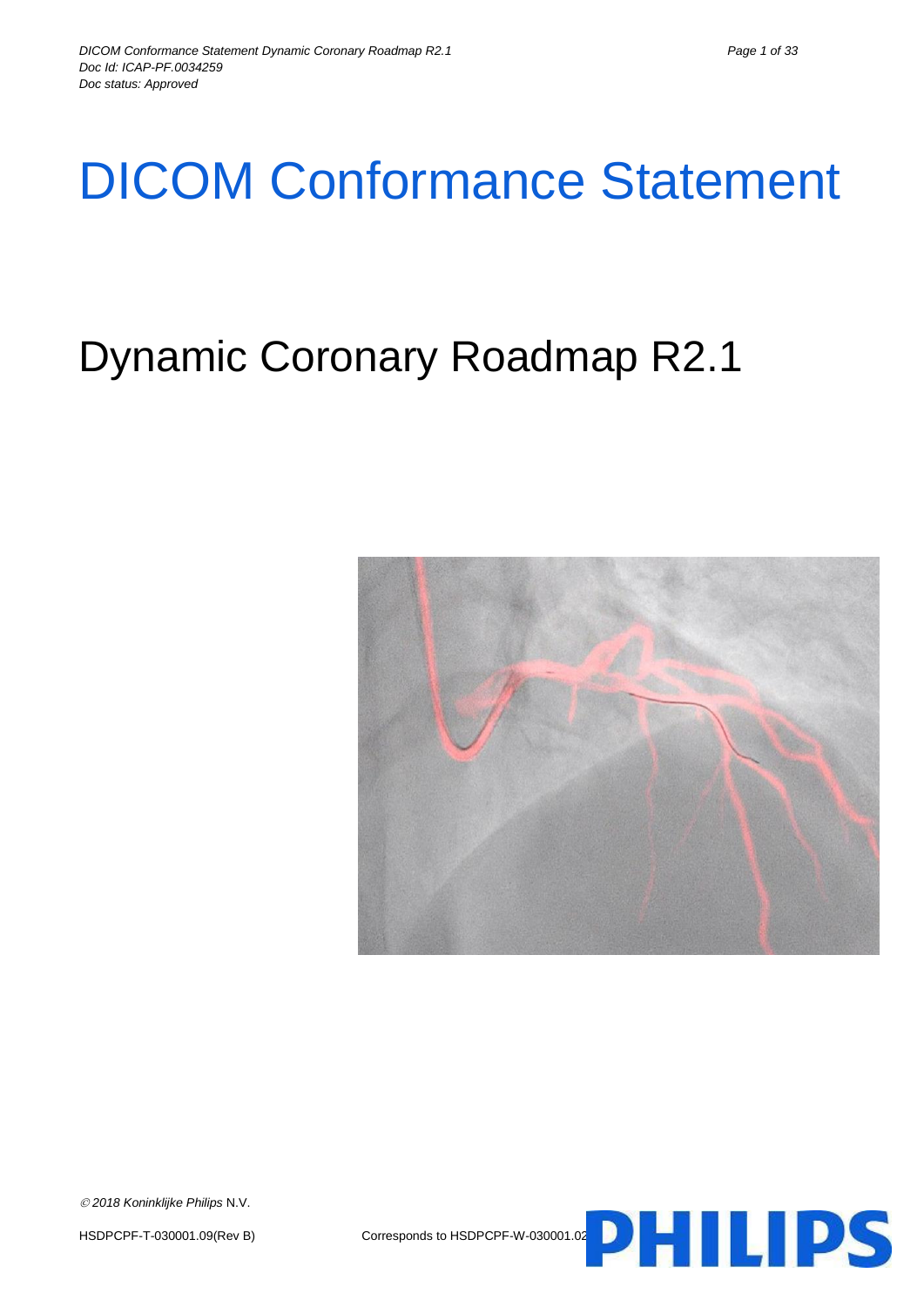# DICOM Conformance Statement

## Dynamic Coronary Roadmap R2.1

© 2018 Koninklijke Philips N.V.

HSDPCPF-T-030001.09(Rev B) Corresponds to HSDPCPF-W-030001.02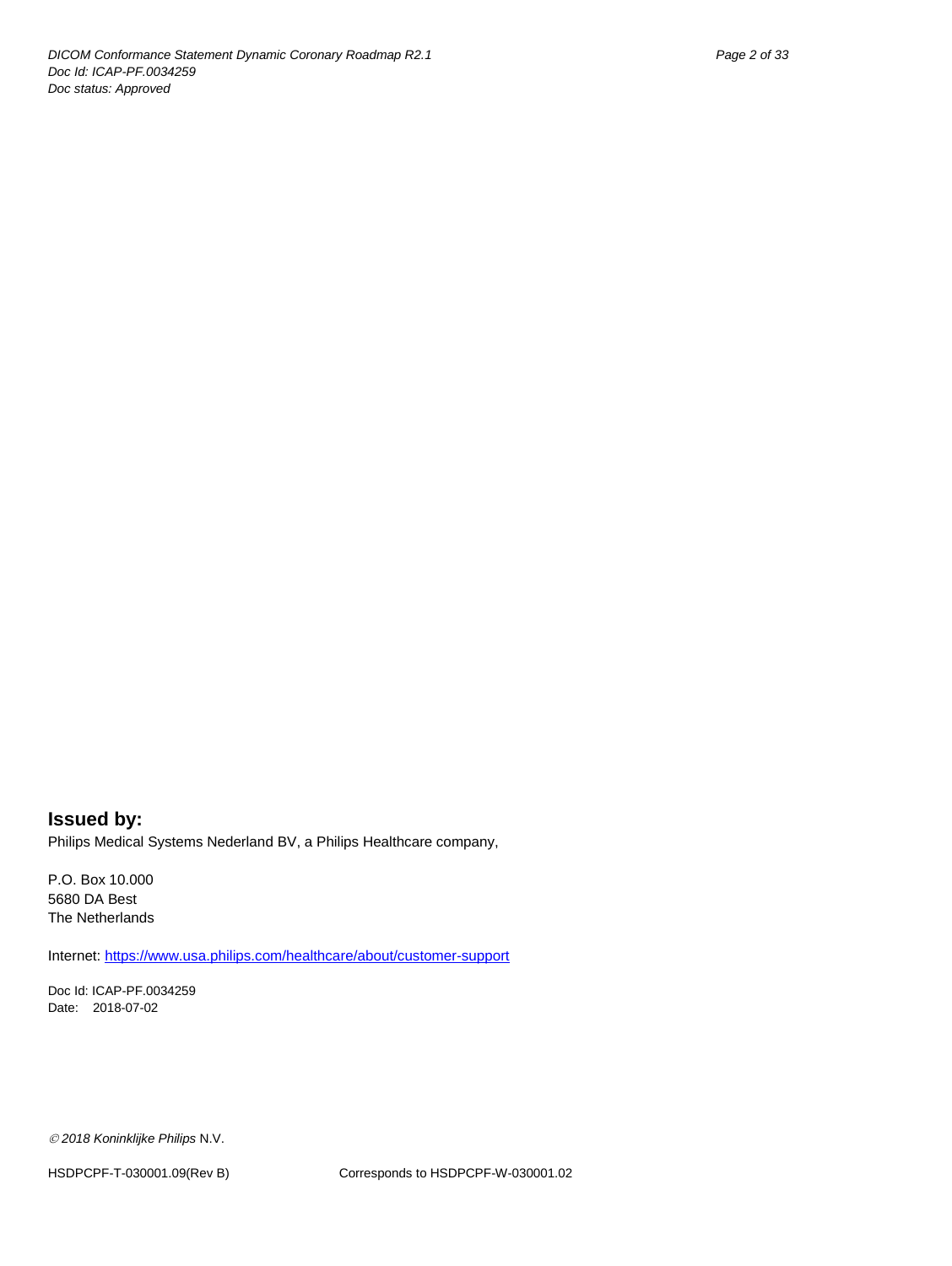**Issued by:**

Philips Medical Systems Nederland BV, a Philips Healthcare company,

P.O. Box 10.000
5680 DA Best
The Netherlands

Internet: https://www.usa.philips.com/healthcare/about/customer-support

Doc Id: ICAP-PF.0034259
Date: 2018-07-02

© *2018 Koninklijke Philips* N.V.

HSDPCPF-T-030001.09(Rev B) Corresponds to HSDPCPF-W-030001.02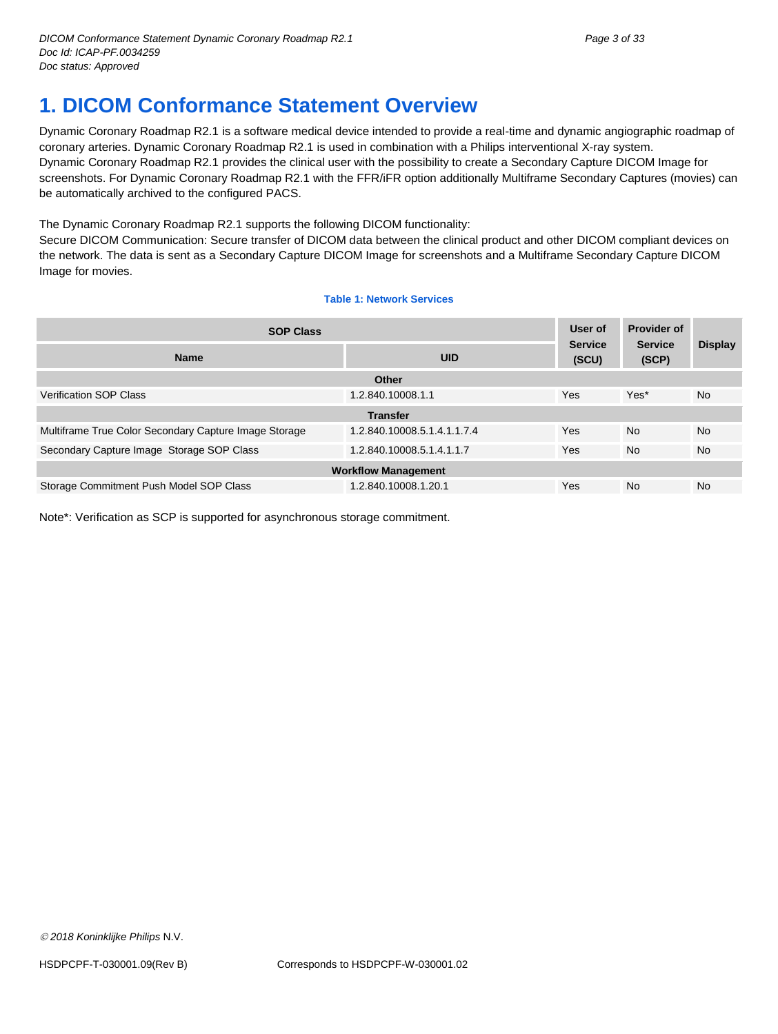# 1. DICOM Conformance Statement Overview

Dynamic Coronary Roadmap R2.1 is a software medical device intended to provide a real-time and dynamic angiographic roadmap of coronary arteries. Dynamic Coronary Roadmap R2.1 is used in combination with a Philips interventional X-ray system.
Dynamic Coronary Roadmap R2.1 provides the clinical user with the possibility to create a Secondary Capture DICOM Image for screenshots. For Dynamic Coronary Roadmap R2.1 with the FFR/iFR option additionally Multiframe Secondary Captures (movies) can be automatically archived to the configured PACS.

The Dynamic Coronary Roadmap R2.1 supports the following DICOM functionality:
Secure DICOM Communication: Secure transfer of DICOM data between the clinical product and other DICOM compliant devices on the network. The data is sent as a Secondary Capture DICOM Image for screenshots and a Multiframe Secondary Capture DICOM Image for movies.

**Table 1: Network Services**

| SOP Class | | User of Service (SCU) | Provider of Service (SCP) | Display |
|---|---|---|---|---|
| **Name** | **UID** | | | |
| **Other** | | | | |
| Verification SOP Class | 1.2.840.10008.1.1 | Yes | Yes* | No |
| **Transfer** | | | | |
| Multiframe True Color Secondary Capture Image Storage | 1.2.840.10008.5.1.4.1.1.7.4 | Yes | No | No |
| Secondary Capture Image Storage SOP Class | 1.2.840.10008.5.1.4.1.1.7 | Yes | No | No |
| **Workflow Management** | | | | |
| Storage Commitment Push Model SOP Class | 1.2.840.10008.1.20.1 | Yes | No | No |

Note*: Verification as SCP is supported for asynchronous storage commitment.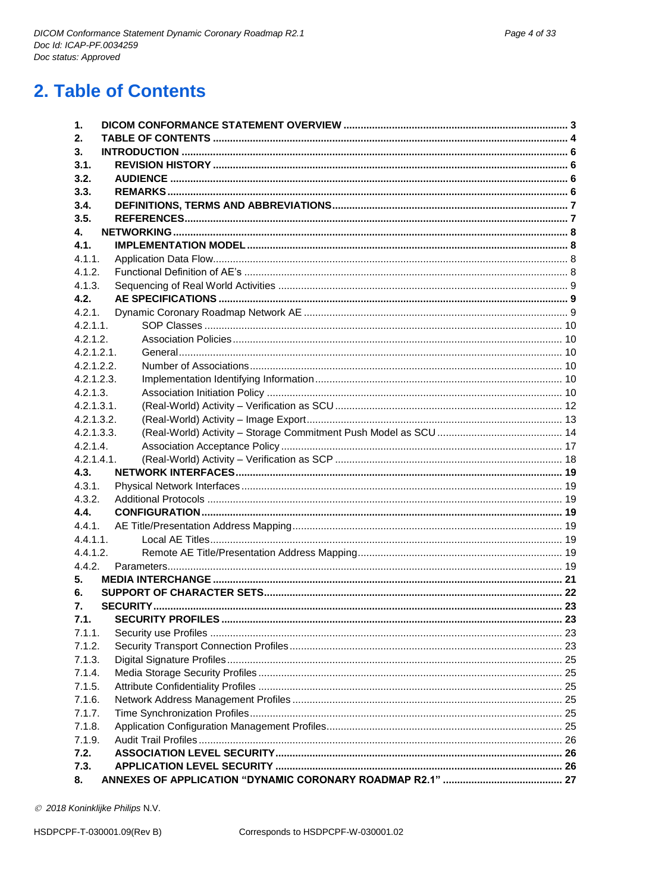# 2. Table of Contents

| | | |
|---|---|---|
| **1.** | **DICOM CONFORMANCE STATEMENT OVERVIEW** | **3** |
| **2.** | **TABLE OF CONTENTS** | **4** |
| **3.** | **INTRODUCTION** | **6** |
| **3.1.** | **REVISION HISTORY** | **6** |
| **3.2.** | **AUDIENCE** | **6** |
| **3.3.** | **REMARKS** | **6** |
| **3.4.** | **DEFINITIONS, TERMS AND ABBREVIATIONS** | **7** |
| **3.5.** | **REFERENCES** | **7** |
| **4.** | **NETWORKING** | **8** |
| **4.1.** | **IMPLEMENTATION MODEL** | **8** |
| 4.1.1. | Application Data Flow | 8 |
| 4.1.2. | Functional Definition of AE's | 8 |
| 4.1.3. | Sequencing of Real World Activities | 9 |
| **4.2.** | **AE SPECIFICATIONS** | **9** |
| 4.2.1. | Dynamic Coronary Roadmap Network AE | 9 |
| 4.2.1.1. | SOP Classes | 10 |
| 4.2.1.2. | Association Policies | 10 |
| 4.2.1.2.1. | General | 10 |
| 4.2.1.2.2. | Number of Associations | 10 |
| 4.2.1.2.3. | Implementation Identifying Information | 10 |
| 4.2.1.3. | Association Initiation Policy | 10 |
| 4.2.1.3.1. | (Real-World) Activity – Verification as SCU | 12 |
| 4.2.1.3.2. | (Real-World) Activity – Image Export | 13 |
| 4.2.1.3.3. | (Real-World) Activity – Storage Commitment Push Model as SCU | 14 |
| 4.2.1.4. | Association Acceptance Policy | 17 |
| 4.2.1.4.1. | (Real-World) Activity – Verification as SCP | 18 |
| **4.3.** | **NETWORK INTERFACES** | **19** |
| 4.3.1. | Physical Network Interfaces | 19 |
| 4.3.2. | Additional Protocols | 19 |
| **4.4.** | **CONFIGURATION** | **19** |
| 4.4.1. | AE Title/Presentation Address Mapping | 19 |
| 4.4.1.1. | Local AE Titles | 19 |
| 4.4.1.2. | Remote AE Title/Presentation Address Mapping | 19 |
| 4.4.2. | Parameters | 19 |
| **5.** | **MEDIA INTERCHANGE** | **21** |
| **6.** | **SUPPORT OF CHARACTER SETS** | **22** |
| **7.** | **SECURITY** | **23** |
| **7.1.** | **SECURITY PROFILES** | **23** |
| 7.1.1. | Security use Profiles | 23 |
| 7.1.2. | Security Transport Connection Profiles | 23 |
| 7.1.3. | Digital Signature Profiles | 25 |
| 7.1.4. | Media Storage Security Profiles | 25 |
| 7.1.5. | Attribute Confidentiality Profiles | 25 |
| 7.1.6. | Network Address Management Profiles | 25 |
| 7.1.7. | Time Synchronization Profiles | 25 |
| 7.1.8. | Application Configuration Management Profiles | 25 |
| 7.1.9. | Audit Trail Profiles | 26 |
| **7.2.** | **ASSOCIATION LEVEL SECURITY** | **26** |
| **7.3.** | **APPLICATION LEVEL SECURITY** | **26** |
| **8.** | **ANNEXES OF APPLICATION "DYNAMIC CORONARY ROADMAP R2.1"** | **27** |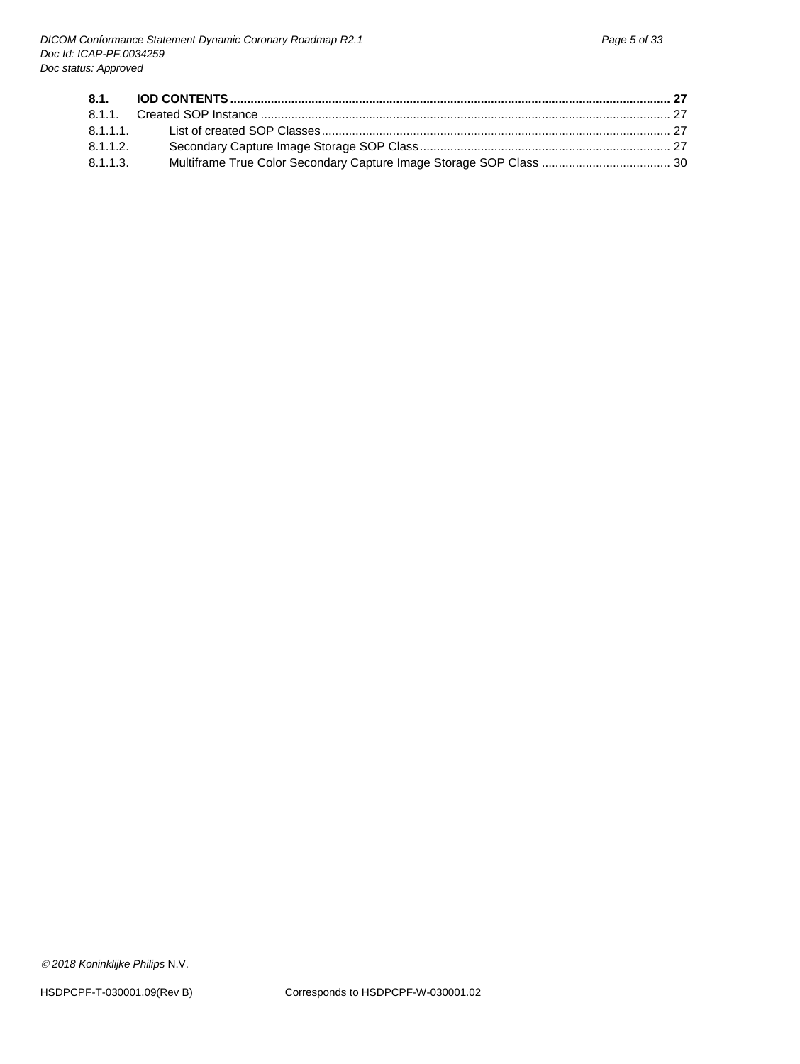**8.1. IOD CONTENTS ............................................................................................................................ 27**

8.1.1. Created SOP Instance ......................................................................................................................... 27

8.1.1.1. List of created SOP Classes ....................................................................................................... 27

8.1.1.2. Secondary Capture Image Storage SOP Class ............................................................................ 27

8.1.1.3. Multiframe True Color Secondary Capture Image Storage SOP Class ...................................... 30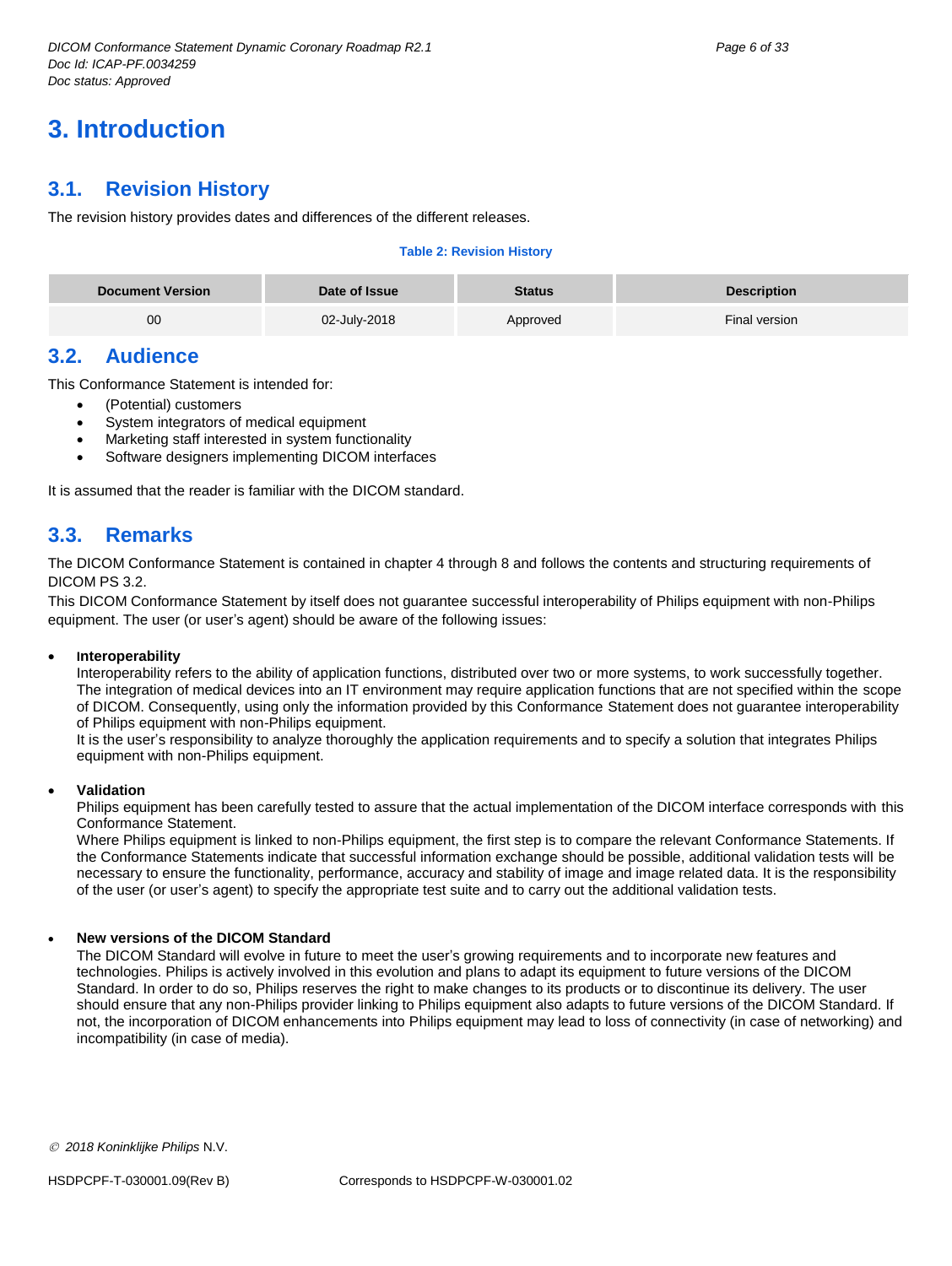# 3. Introduction

## 3.1. Revision History

The revision history provides dates and differences of the different releases.

**Table 2: Revision History**

| Document Version | Date of Issue | Status | Description |
|---|---|---|---|
| 00 | 02-July-2018 | Approved | Final version |

## 3.2. Audience

This Conformance Statement is intended for:

- (Potential) customers
- System integrators of medical equipment
- Marketing staff interested in system functionality
- Software designers implementing DICOM interfaces

It is assumed that the reader is familiar with the DICOM standard.

## 3.3. Remarks

The DICOM Conformance Statement is contained in chapter 4 through 8 and follows the contents and structuring requirements of DICOM PS 3.2.
This DICOM Conformance Statement by itself does not guarantee successful interoperability of Philips equipment with non-Philips equipment. The user (or user's agent) should be aware of the following issues:

- **Interoperability**
  Interoperability refers to the ability of application functions, distributed over two or more systems, to work successfully together. The integration of medical devices into an IT environment may require application functions that are not specified within the scope of DICOM. Consequently, using only the information provided by this Conformance Statement does not guarantee interoperability of Philips equipment with non-Philips equipment.
  It is the user's responsibility to analyze thoroughly the application requirements and to specify a solution that integrates Philips equipment with non-Philips equipment.

- **Validation**
  Philips equipment has been carefully tested to assure that the actual implementation of the DICOM interface corresponds with this Conformance Statement.
  Where Philips equipment is linked to non-Philips equipment, the first step is to compare the relevant Conformance Statements. If the Conformance Statements indicate that successful information exchange should be possible, additional validation tests will be necessary to ensure the functionality, performance, accuracy and stability of image and image related data. It is the responsibility of the user (or user's agent) to specify the appropriate test suite and to carry out the additional validation tests.

- **New versions of the DICOM Standard**
  The DICOM Standard will evolve in future to meet the user's growing requirements and to incorporate new features and technologies. Philips is actively involved in this evolution and plans to adapt its equipment to future versions of the DICOM Standard. In order to do so, Philips reserves the right to make changes to its products or to discontinue its delivery. The user should ensure that any non-Philips provider linking to Philips equipment also adapts to future versions of the DICOM Standard. If not, the incorporation of DICOM enhancements into Philips equipment may lead to loss of connectivity (in case of networking) and incompatibility (in case of media).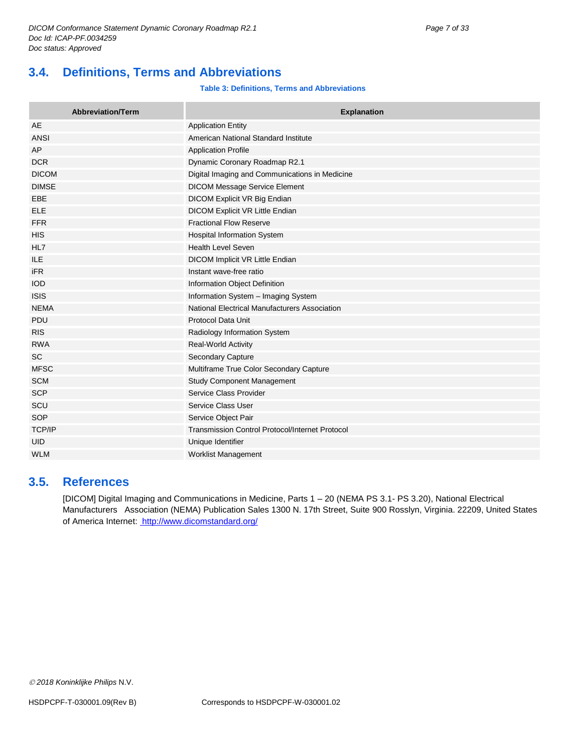## 3.4. Definitions, Terms and Abbreviations

**Table 3: Definitions, Terms and Abbreviations**

| Abbreviation/Term | Explanation |
|---|---|
| AE | Application Entity |
| ANSI | American National Standard Institute |
| AP | Application Profile |
| DCR | Dynamic Coronary Roadmap R2.1 |
| DICOM | Digital Imaging and Communications in Medicine |
| DIMSE | DICOM Message Service Element |
| EBE | DICOM Explicit VR Big Endian |
| ELE | DICOM Explicit VR Little Endian |
| FFR | Fractional Flow Reserve |
| HIS | Hospital Information System |
| HL7 | Health Level Seven |
| ILE | DICOM Implicit VR Little Endian |
| iFR | Instant wave-free ratio |
| IOD | Information Object Definition |
| ISIS | Information System – Imaging System |
| NEMA | National Electrical Manufacturers Association |
| PDU | Protocol Data Unit |
| RIS | Radiology Information System |
| RWA | Real-World Activity |
| SC | Secondary Capture |
| MFSC | Multiframe True Color Secondary Capture |
| SCM | Study Component Management |
| SCP | Service Class Provider |
| SCU | Service Class User |
| SOP | Service Object Pair |
| TCP/IP | Transmission Control Protocol/Internet Protocol |
| UID | Unique Identifier |
| WLM | Worklist Management |

## 3.5. References

[DICOM] Digital Imaging and Communications in Medicine, Parts 1 – 20 (NEMA PS 3.1- PS 3.20), National Electrical Manufacturers Association (NEMA) Publication Sales 1300 N. 17th Street, Suite 900 Rosslyn, Virginia. 22209, United States of America Internet: http://www.dicomstandard.org/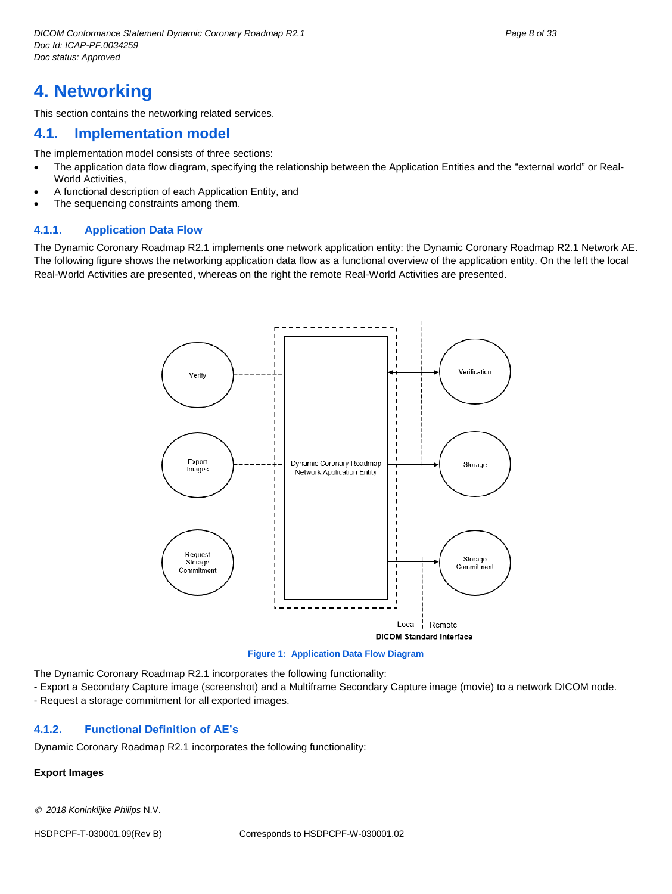# 4. Networking

This section contains the networking related services.

## 4.1. Implementation model

The implementation model consists of three sections:

- The application data flow diagram, specifying the relationship between the Application Entities and the “external world” or Real-World Activities,
- A functional description of each Application Entity, and
- The sequencing constraints among them.

### 4.1.1. Application Data Flow

The Dynamic Coronary Roadmap R2.1 implements one network application entity: the Dynamic Coronary Roadmap R2.1 Network AE. The following figure shows the networking application data flow as a functional overview of the application entity. On the left the local Real-World Activities are presented, whereas on the right the remote Real-World Activities are presented.

Figure 1: Application Data Flow Diagram

The Dynamic Coronary Roadmap R2.1 incorporates the following functionality:

- Export a Secondary Capture image (screenshot) and a Multiframe Secondary Capture image (movie) to a network DICOM node.
- Request a storage commitment for all exported images.

### 4.1.2. Functional Definition of AE’s

Dynamic Coronary Roadmap R2.1 incorporates the following functionality:

**Export Images**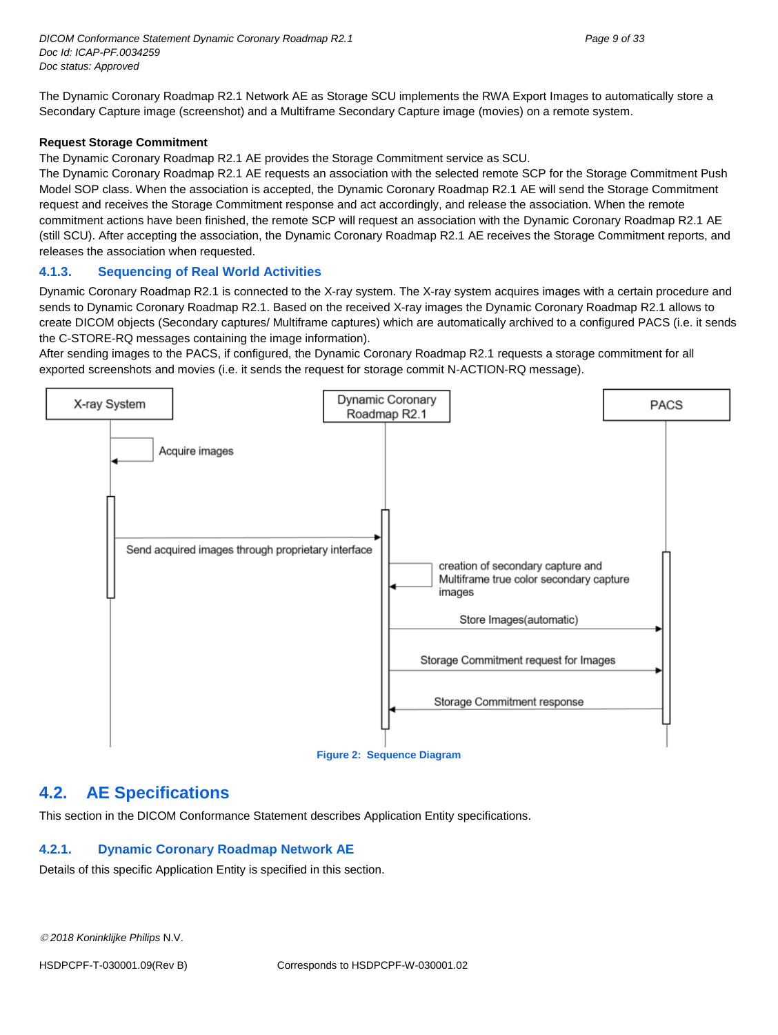The Dynamic Coronary Roadmap R2.1 Network AE as Storage SCU implements the RWA Export Images to automatically store a Secondary Capture image (screenshot) and a Multiframe Secondary Capture image (movies) on a remote system.

**Request Storage Commitment**

The Dynamic Coronary Roadmap R2.1 AE provides the Storage Commitment service as SCU.
The Dynamic Coronary Roadmap R2.1 AE requests an association with the selected remote SCP for the Storage Commitment Push Model SOP class. When the association is accepted, the Dynamic Coronary Roadmap R2.1 AE will send the Storage Commitment request and receives the Storage Commitment response and act accordingly, and release the association. When the remote commitment actions have been finished, the remote SCP will request an association with the Dynamic Coronary Roadmap R2.1 AE (still SCU). After accepting the association, the Dynamic Coronary Roadmap R2.1 AE receives the Storage Commitment reports, and releases the association when requested.

### 4.1.3. Sequencing of Real World Activities

Dynamic Coronary Roadmap R2.1 is connected to the X-ray system. The X-ray system acquires images with a certain procedure and sends to Dynamic Coronary Roadmap R2.1. Based on the received X-ray images the Dynamic Coronary Roadmap R2.1 allows to create DICOM objects (Secondary captures/ Multiframe captures) which are automatically archived to a configured PACS (i.e. it sends the C-STORE-RQ messages containing the image information).
After sending images to the PACS, if configured, the Dynamic Coronary Roadmap R2.1 requests a storage commitment for all exported screenshots and movies (i.e. it sends the request for storage commit N-ACTION-RQ message).

Figure 2: Sequence Diagram

## 4.2. AE Specifications

This section in the DICOM Conformance Statement describes Application Entity specifications.

### 4.2.1. Dynamic Coronary Roadmap Network AE

Details of this specific Application Entity is specified in this section.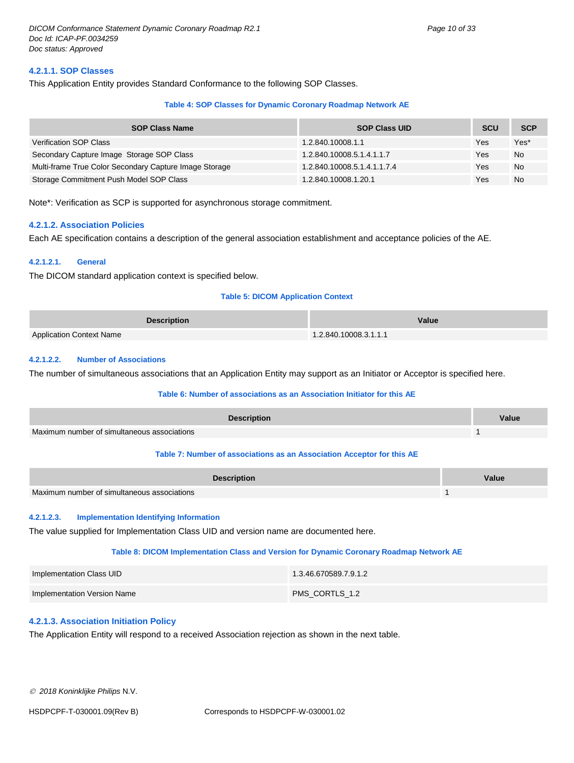#### 4.2.1.1. SOP Classes

This Application Entity provides Standard Conformance to the following SOP Classes.

**Table 4: SOP Classes for Dynamic Coronary Roadmap Network AE**

| SOP Class Name | SOP Class UID | SCU | SCP |
|---|---|---|---|
| Verification SOP Class | 1.2.840.10008.1.1 | Yes | Yes* |
| Secondary Capture Image Storage SOP Class | 1.2.840.10008.5.1.4.1.1.7 | Yes | No |
| Multi-frame True Color Secondary Capture Image Storage | 1.2.840.10008.5.1.4.1.1.7.4 | Yes | No |
| Storage Commitment Push Model SOP Class | 1.2.840.10008.1.20.1 | Yes | No |

Note*: Verification as SCP is supported for asynchronous storage commitment.

#### 4.2.1.2. Association Policies

Each AE specification contains a description of the general association establishment and acceptance policies of the AE.

##### 4.2.1.2.1. General

The DICOM standard application context is specified below.

**Table 5: DICOM Application Context**

| Description | Value |
|---|---|
| Application Context Name | 1.2.840.10008.3.1.1.1 |

##### 4.2.1.2.2. Number of Associations

The number of simultaneous associations that an Application Entity may support as an Initiator or Acceptor is specified here.

**Table 6: Number of associations as an Association Initiator for this AE**

| Description | Value |
|---|---|
| Maximum number of simultaneous associations | 1 |

**Table 7: Number of associations as an Association Acceptor for this AE**

| Description | Value |
|---|---|
| Maximum number of simultaneous associations | 1 |

##### 4.2.1.2.3. Implementation Identifying Information

The value supplied for Implementation Class UID and version name are documented here.

**Table 8: DICOM Implementation Class and Version for Dynamic Coronary Roadmap Network AE**

| | |
|---|---|
| Implementation Class UID | 1.3.46.670589.7.9.1.2 |
| Implementation Version Name | PMS_CORTLS_1.2 |

#### 4.2.1.3. Association Initiation Policy

The Application Entity will respond to a received Association rejection as shown in the next table.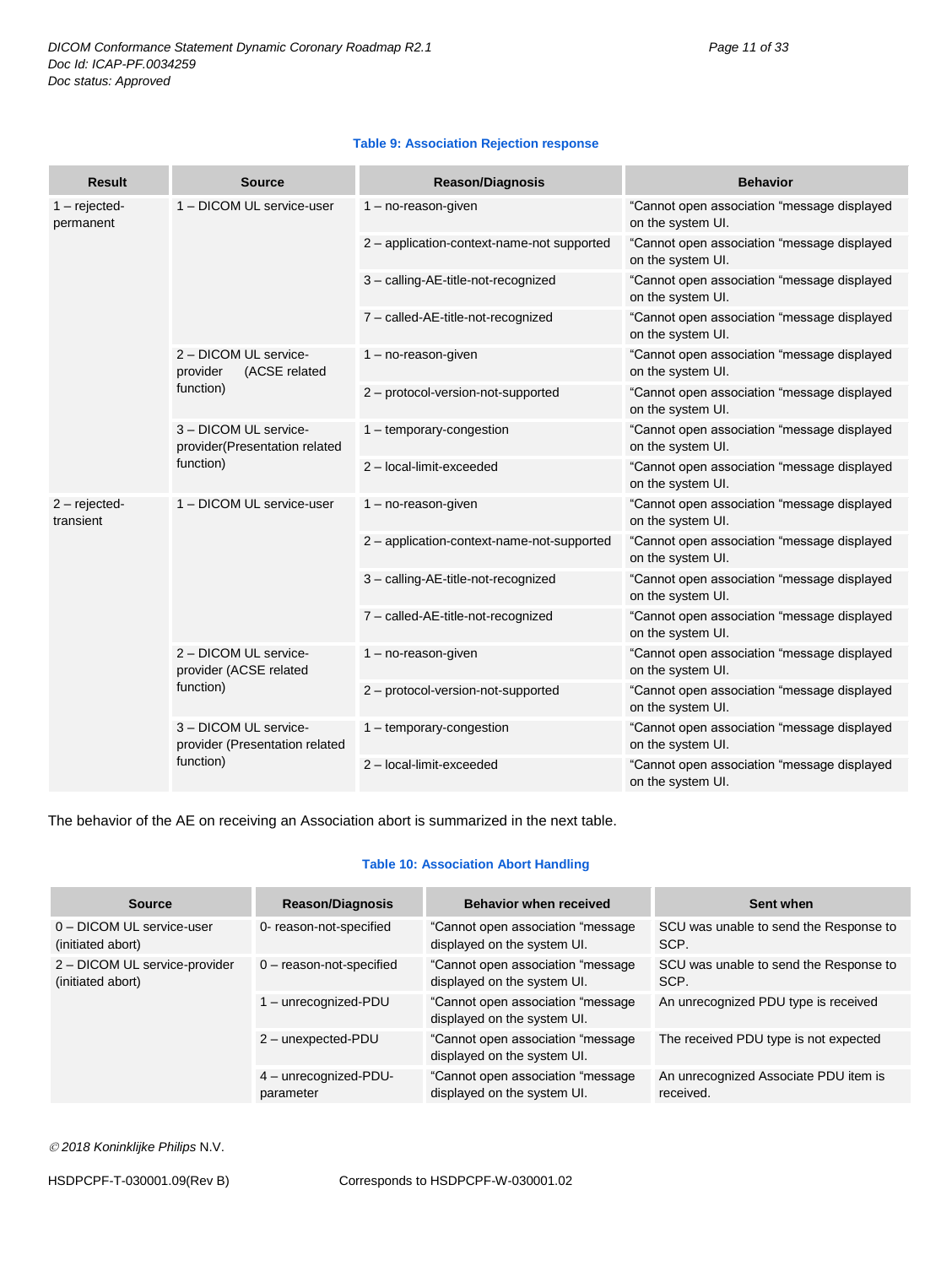**Table 9: Association Rejection response**

| Result | Source | Reason/Diagnosis | Behavior |
|---|---|---|---|
| 1 – rejected-permanent | 1 – DICOM UL service-user | 1 – no-reason-given | “Cannot open association “message displayed on the system UI. |
| | | 2 – application-context-name-not supported | “Cannot open association “message displayed on the system UI. |
| | | 3 – calling-AE-title-not-recognized | “Cannot open association “message displayed on the system UI. |
| | | 7 – called-AE-title-not-recognized | “Cannot open association “message displayed on the system UI. |
| | 2 – DICOM UL service-provider (ACSE related function) | 1 – no-reason-given | “Cannot open association “message displayed on the system UI. |
| | | 2 – protocol-version-not-supported | “Cannot open association “message displayed on the system UI. |
| | 3 – DICOM UL service-provider(Presentation related function) | 1 – temporary-congestion | “Cannot open association “message displayed on the system UI. |
| | | 2 – local-limit-exceeded | “Cannot open association “message displayed on the system UI. |
| 2 – rejected-transient | 1 – DICOM UL service-user | 1 – no-reason-given | “Cannot open association “message displayed on the system UI. |
| | | 2 – application-context-name-not-supported | “Cannot open association “message displayed on the system UI. |
| | | 3 – calling-AE-title-not-recognized | “Cannot open association “message displayed on the system UI. |
| | | 7 – called-AE-title-not-recognized | “Cannot open association “message displayed on the system UI. |
| | 2 – DICOM UL service-provider (ACSE related function) | 1 – no-reason-given | “Cannot open association “message displayed on the system UI. |
| | | 2 – protocol-version-not-supported | “Cannot open association “message displayed on the system UI. |
| | 3 – DICOM UL service-provider (Presentation related function) | 1 – temporary-congestion | “Cannot open association “message displayed on the system UI. |
| | | 2 – local-limit-exceeded | “Cannot open association “message displayed on the system UI. |

The behavior of the AE on receiving an Association abort is summarized in the next table.

**Table 10: Association Abort Handling**

| Source | Reason/Diagnosis | Behavior when received | Sent when |
|---|---|---|---|
| 0 – DICOM UL service-user (initiated abort) | 0- reason-not-specified | “Cannot open association “message displayed on the system UI. | SCU was unable to send the Response to SCP. |
| 2 – DICOM UL service-provider (initiated abort) | 0 – reason-not-specified | “Cannot open association “message displayed on the system UI. | SCU was unable to send the Response to SCP. |
| | 1 – unrecognized-PDU | “Cannot open association “message displayed on the system UI. | An unrecognized PDU type is received |
| | 2 – unexpected-PDU | “Cannot open association “message displayed on the system UI. | The received PDU type is not expected |
| | 4 – unrecognized-PDU-parameter | “Cannot open association “message displayed on the system UI. | An unrecognized Associate PDU item is received. |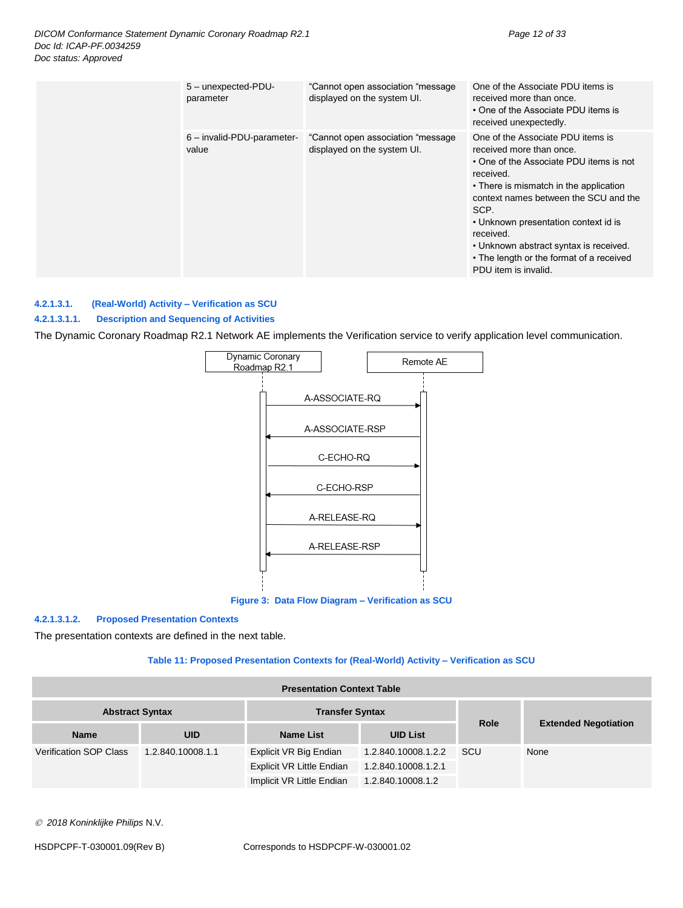| | 5 – unexpected-PDU-parameter | “Cannot open association “message displayed on the system UI. | One of the Associate PDU items is received more than once.<br>• One of the Associate PDU items is received unexpectedly. |
|---|---|---|---|
| | 6 – invalid-PDU-parameter-value | “Cannot open association “message displayed on the system UI. | One of the Associate PDU items is received more than once.<br>• One of the Associate PDU items is not received.<br>• There is mismatch in the application context names between the SCU and the SCP.<br>• Unknown presentation context id is received.<br>• Unknown abstract syntax is received.<br>• The length or the format of a received PDU item is invalid. |

##### 4.2.1.3.1. (Real-World) Activity – Verification as SCU

###### 4.2.1.3.1.1. Description and Sequencing of Activities

The Dynamic Coronary Roadmap R2.1 Network AE implements the Verification service to verify application level communication.

Dynamic Coronary Roadmap R2.1 → Remote AE: A-ASSOCIATE-RQ
Remote AE → Dynamic Coronary Roadmap R2.1: A-ASSOCIATE-RSP
Dynamic Coronary Roadmap R2.1 → Remote AE: C-ECHO-RQ
Remote AE → Dynamic Coronary Roadmap R2.1: C-ECHO-RSP
Dynamic Coronary Roadmap R2.1 → Remote AE: A-RELEASE-RQ
Remote AE → Dynamic Coronary Roadmap R2.1: A-RELEASE-RSP

Figure 3: Data Flow Diagram – Verification as SCU

###### 4.2.1.3.1.2. Proposed Presentation Contexts

The presentation contexts are defined in the next table.

Table 11: Proposed Presentation Contexts for (Real-World) Activity – Verification as SCU

| Presentation Context Table | | | | | |
|---|---|---|---|---|---|
| **Abstract Syntax** | | **Transfer Syntax** | | **Role** | **Extended Negotiation** |
| **Name** | **UID** | **Name List** | **UID List** | | |
| Verification SOP Class | 1.2.840.10008.1.1 | Explicit VR Big Endian | 1.2.840.10008.1.2.2 | SCU | None |
| | | Explicit VR Little Endian | 1.2.840.10008.1.2.1 | | |
| | | Implicit VR Little Endian | 1.2.840.10008.1.2 | | |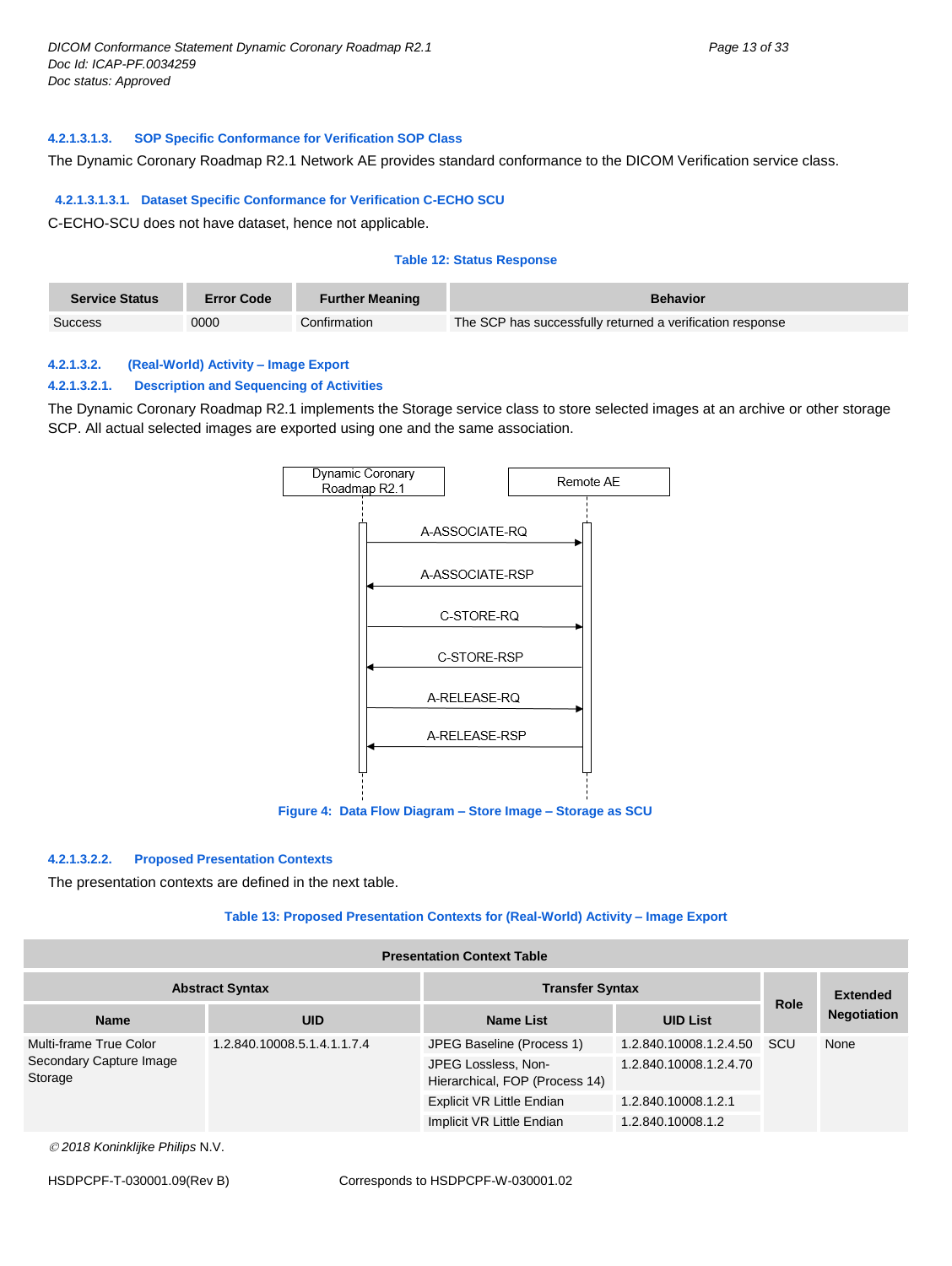#### 4.2.1.3.1.3. SOP Specific Conformance for Verification SOP Class

The Dynamic Coronary Roadmap R2.1 Network AE provides standard conformance to the DICOM Verification service class.

##### 4.2.1.3.1.3.1. Dataset Specific Conformance for Verification C-ECHO SCU

C-ECHO-SCU does not have dataset, hence not applicable.

**Table 12: Status Response**

| Service Status | Error Code | Further Meaning | Behavior |
|---|---|---|---|
| Success | 0000 | Confirmation | The SCP has successfully returned a verification response |

#### 4.2.1.3.2. (Real-World) Activity – Image Export

#### 4.2.1.3.2.1. Description and Sequencing of Activities

The Dynamic Coronary Roadmap R2.1 implements the Storage service class to store selected images at an archive or other storage SCP. All actual selected images are exported using one and the same association.

Dynamic Coronary Roadmap R2.1 — Remote AE

A-ASSOCIATE-RQ →
← A-ASSOCIATE-RSP
C-STORE-RQ →
← C-STORE-RSP
A-RELEASE-RQ →
← A-RELEASE-RSP

**Figure 4: Data Flow Diagram – Store Image – Storage as SCU**

#### 4.2.1.3.2.2. Proposed Presentation Contexts

The presentation contexts are defined in the next table.

**Table 13: Proposed Presentation Contexts for (Real-World) Activity – Image Export**

| Presentation Context Table | | | | | |
|---|---|---|---|---|---|
| Abstract Syntax | | Transfer Syntax | | Role | Extended Negotiation |
| Name | UID | Name List | UID List | | |
| Multi-frame True Color Secondary Capture Image Storage | 1.2.840.10008.5.1.4.1.1.7.4 | JPEG Baseline (Process 1) | 1.2.840.10008.1.2.4.50 | SCU | None |
| | | JPEG Lossless, Non-Hierarchical, FOP (Process 14) | 1.2.840.10008.1.2.4.70 | | |
| | | Explicit VR Little Endian | 1.2.840.10008.1.2.1 | | |
| | | Implicit VR Little Endian | 1.2.840.10008.1.2 | | |

*© 2018 Koninklijke Philips* N.V.

HSDPCPF-T-030001.09(Rev B) Corresponds to HSDPCPF-W-030001.02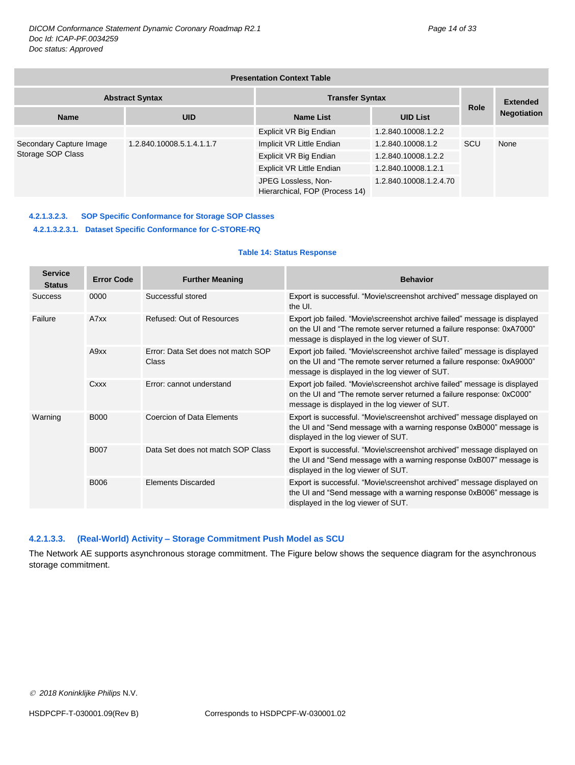| Presentation Context Table | | | | | |
|---|---|---|---|---|---|
| Abstract Syntax | | Transfer Syntax | | Role | Extended Negotiation |
| Name | UID | Name List | UID List | | |
| | | Explicit VR Big Endian | 1.2.840.10008.1.2.2 | | |
| Secondary Capture Image Storage SOP Class | 1.2.840.10008.5.1.4.1.1.7 | Implicit VR Little Endian | 1.2.840.10008.1.2 | SCU | None |
| | | Explicit VR Big Endian | 1.2.840.10008.1.2.2 | | |
| | | Explicit VR Little Endian | 1.2.840.10008.1.2.1 | | |
| | | JPEG Lossless, Non-Hierarchical, FOP (Process 14) | 1.2.840.10008.1.2.4.70 | | |

##### 4.2.1.3.2.3. SOP Specific Conformance for Storage SOP Classes

###### 4.2.1.3.2.3.1. Dataset Specific Conformance for C-STORE-RQ

**Table 14: Status Response**

| Service Status | Error Code | Further Meaning | Behavior |
|---|---|---|---|
| Success | 0000 | Successful stored | Export is successful. "Movie\screenshot archived" message displayed on the UI. |
| Failure | A7xx | Refused: Out of Resources | Export job failed. "Movie\screenshot archive failed" message is displayed on the UI and "The remote server returned a failure response: 0xA7000" message is displayed in the log viewer of SUT. |
| | A9xx | Error: Data Set does not match SOP Class | Export job failed. "Movie\screenshot archive failed" message is displayed on the UI and "The remote server returned a failure response: 0xA9000" message is displayed in the log viewer of SUT. |
| | Cxxx | Error: cannot understand | Export job failed. "Movie\screenshot archive failed" message is displayed on the UI and "The remote server returned a failure response: 0xC000" message is displayed in the log viewer of SUT. |
| Warning | B000 | Coercion of Data Elements | Export is successful. "Movie\screenshot archived" message displayed on the UI and "Send message with a warning response 0xB000" message is displayed in the log viewer of SUT. |
| | B007 | Data Set does not match SOP Class | Export is successful. "Movie\screenshot archived" message displayed on the UI and "Send message with a warning response 0xB007" message is displayed in the log viewer of SUT. |
| | B006 | Elements Discarded | Export is successful. "Movie\screenshot archived" message displayed on the UI and "Send message with a warning response 0xB006" message is displayed in the log viewer of SUT. |

#### 4.2.1.3.3. (Real-World) Activity – Storage Commitment Push Model as SCU

The Network AE supports asynchronous storage commitment. The Figure below shows the sequence diagram for the asynchronous storage commitment.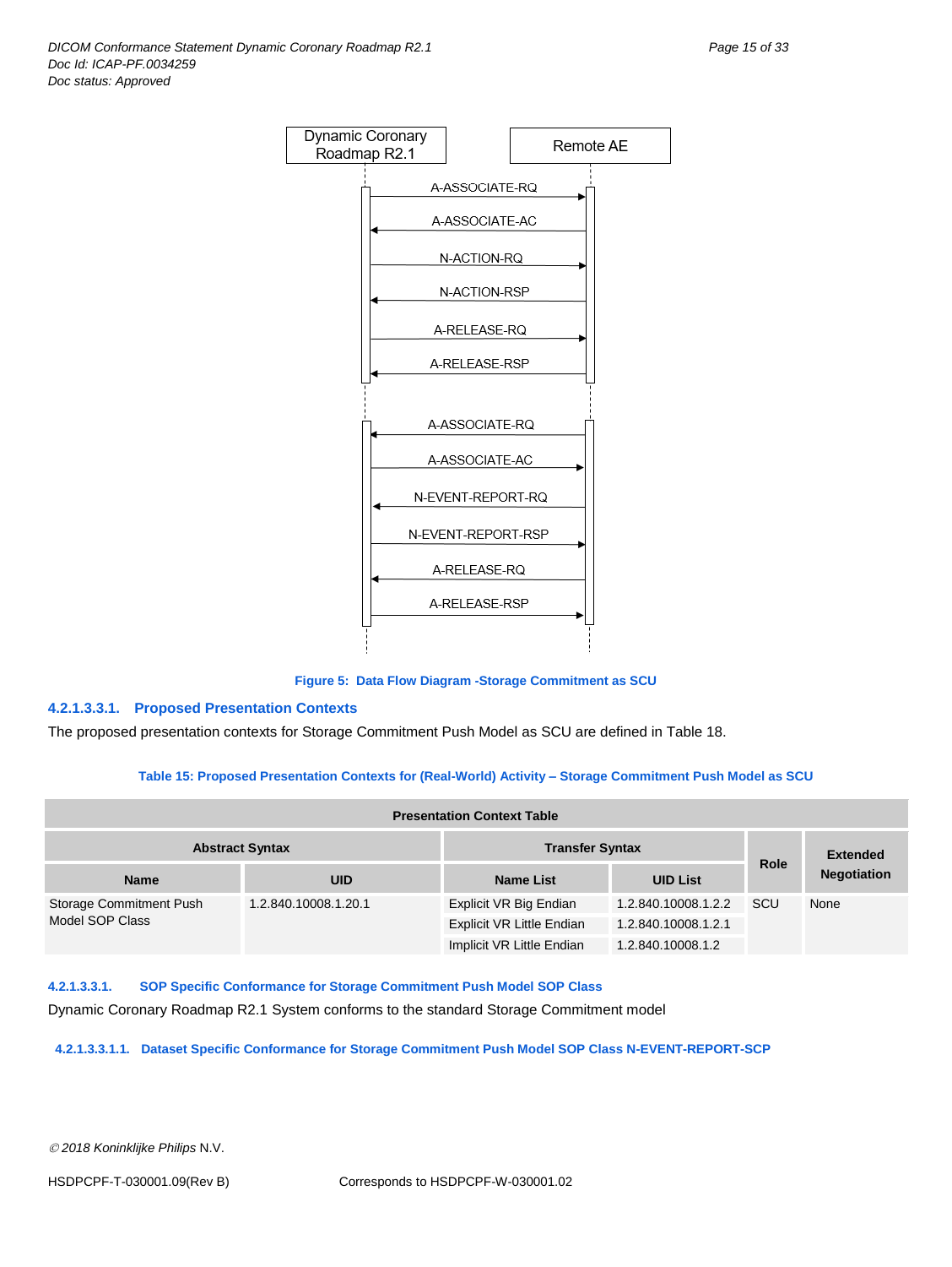Dynamic Coronary Roadmap R2.1

Remote AE

A-ASSOCIATE-RQ

A-ASSOCIATE-AC

N-ACTION-RQ

N-ACTION-RSP

A-RELEASE-RQ

A-RELEASE-RSP

A-ASSOCIATE-RQ

A-ASSOCIATE-AC

N-EVENT-REPORT-RQ

N-EVENT-REPORT-RSP

A-RELEASE-RQ

A-RELEASE-RSP

**Figure 5: Data Flow Diagram -Storage Commitment as SCU**

#### 4.2.1.3.3.1. Proposed Presentation Contexts

The proposed presentation contexts for Storage Commitment Push Model as SCU are defined in Table 18.

**Table 15: Proposed Presentation Contexts for (Real-World) Activity – Storage Commitment Push Model as SCU**

| Presentation Context Table | | | | | |
|---|---|---|---|---|---|
| Abstract Syntax | | Transfer Syntax | | Role | Extended Negotiation |
| Name | UID | Name List | UID List | | |
| Storage Commitment Push Model SOP Class | 1.2.840.10008.1.20.1 | Explicit VR Big Endian | 1.2.840.10008.1.2.2 | SCU | None |
| | | Explicit VR Little Endian | 1.2.840.10008.1.2.1 | | |
| | | Implicit VR Little Endian | 1.2.840.10008.1.2 | | |

#### 4.2.1.3.3.1. SOP Specific Conformance for Storage Commitment Push Model SOP Class

Dynamic Coronary Roadmap R2.1 System conforms to the standard Storage Commitment model

##### 4.2.1.3.3.1.1. Dataset Specific Conformance for Storage Commitment Push Model SOP Class N-EVENT-REPORT-SCP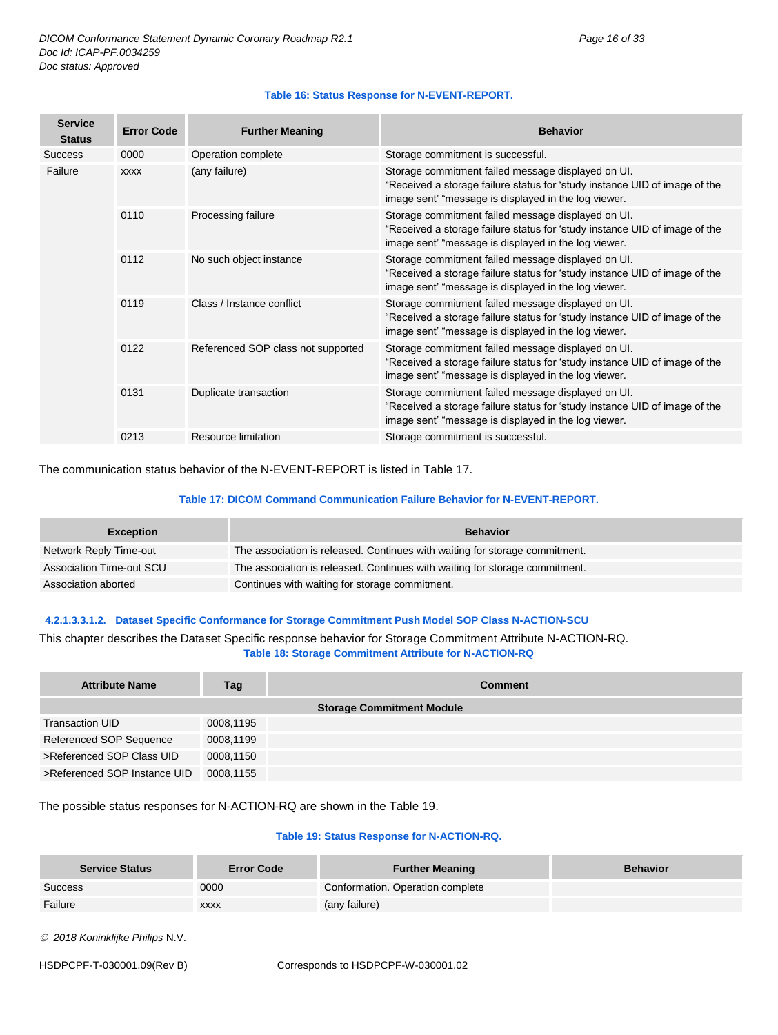**Table 16: Status Response for N-EVENT-REPORT.**

| Service Status | Error Code | Further Meaning | Behavior |
|---|---|---|---|
| Success | 0000 | Operation complete | Storage commitment is successful. |
| Failure | xxxx | (any failure) | Storage commitment failed message displayed on UI. “Received a storage failure status for ‘study instance UID of image of the image sent’ “message is displayed in the log viewer. |
| | 0110 | Processing failure | Storage commitment failed message displayed on UI. “Received a storage failure status for ‘study instance UID of image of the image sent’ “message is displayed in the log viewer. |
| | 0112 | No such object instance | Storage commitment failed message displayed on UI. “Received a storage failure status for ‘study instance UID of image of the image sent’ “message is displayed in the log viewer. |
| | 0119 | Class / Instance conflict | Storage commitment failed message displayed on UI. “Received a storage failure status for ‘study instance UID of image of the image sent’ “message is displayed in the log viewer. |
| | 0122 | Referenced SOP class not supported | Storage commitment failed message displayed on UI. “Received a storage failure status for ‘study instance UID of image of the image sent’ “message is displayed in the log viewer. |
| | 0131 | Duplicate transaction | Storage commitment failed message displayed on UI. “Received a storage failure status for ‘study instance UID of image of the image sent’ “message is displayed in the log viewer. |
| | 0213 | Resource limitation | Storage commitment is successful. |

The communication status behavior of the N-EVENT-REPORT is listed in Table 17.

**Table 17: DICOM Command Communication Failure Behavior for N-EVENT-REPORT.**

| Exception | Behavior |
|---|---|
| Network Reply Time-out | The association is released. Continues with waiting for storage commitment. |
| Association Time-out SCU | The association is released. Continues with waiting for storage commitment. |
| Association aborted | Continues with waiting for storage commitment. |

##### 4.2.1.3.3.1.2. Dataset Specific Conformance for Storage Commitment Push Model SOP Class N-ACTION-SCU

This chapter describes the Dataset Specific response behavior for Storage Commitment Attribute N-ACTION-RQ.

**Table 18: Storage Commitment Attribute for N-ACTION-RQ**

| Attribute Name | Tag | Comment |
|---|---|---|
| **Storage Commitment Module** | | |
| Transaction UID | 0008,1195 | |
| Referenced SOP Sequence | 0008,1199 | |
| >Referenced SOP Class UID | 0008,1150 | |
| >Referenced SOP Instance UID | 0008,1155 | |

The possible status responses for N-ACTION-RQ are shown in the Table 19.

**Table 19: Status Response for N-ACTION-RQ.**

| Service Status | Error Code | Further Meaning | Behavior |
|---|---|---|---|
| Success | 0000 | Conformation. Operation complete | |
| Failure | xxxx | (any failure) | |

© 2018 Koninklijke Philips N.V.

HSDPCPF-T-030001.09(Rev B) Corresponds to HSDPCPF-W-030001.02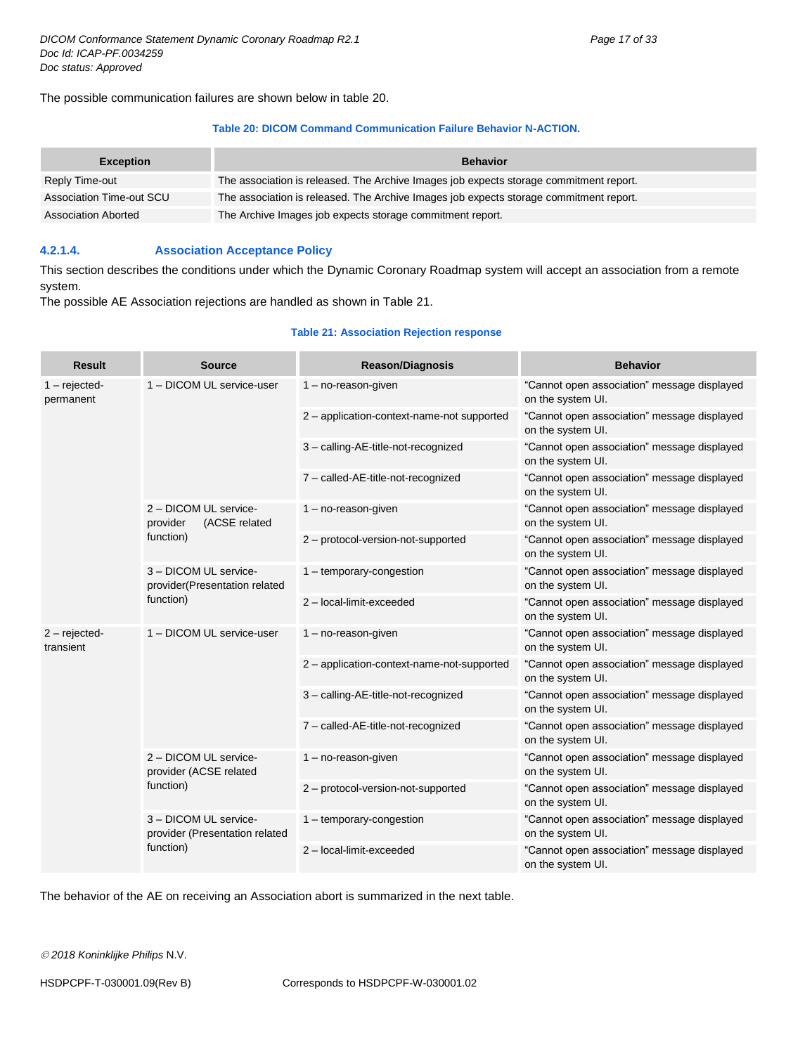The possible communication failures are shown below in table 20.

**Table 20: DICOM Command Communication Failure Behavior N-ACTION.**

| Exception | Behavior |
| --- | --- |
| Reply Time-out | The association is released. The Archive Images job expects storage commitment report. |
| Association Time-out SCU | The association is released. The Archive Images job expects storage commitment report. |
| Association Aborted | The Archive Images job expects storage commitment report. |

#### 4.2.1.4. Association Acceptance Policy

This section describes the conditions under which the Dynamic Coronary Roadmap system will accept an association from a remote system.
The possible AE Association rejections are handled as shown in Table 21.

**Table 21: Association Rejection response**

| Result | Source | Reason/Diagnosis | Behavior |
| --- | --- | --- | --- |
| 1 – rejected-permanent | 1 – DICOM UL service-user | 1 – no-reason-given | "Cannot open association" message displayed on the system UI. |
| | | 2 – application-context-name-not supported | "Cannot open association" message displayed on the system UI. |
| | | 3 – calling-AE-title-not-recognized | "Cannot open association" message displayed on the system UI. |
| | | 7 – called-AE-title-not-recognized | "Cannot open association" message displayed on the system UI. |
| | 2 – DICOM UL service-provider (ACSE related function) | 1 – no-reason-given | "Cannot open association" message displayed on the system UI. |
| | | 2 – protocol-version-not-supported | "Cannot open association" message displayed on the system UI. |
| | 3 – DICOM UL service-provider(Presentation related function) | 1 – temporary-congestion | "Cannot open association" message displayed on the system UI. |
| | | 2 – local-limit-exceeded | "Cannot open association" message displayed on the system UI. |
| 2 – rejected-transient | 1 – DICOM UL service-user | 1 – no-reason-given | "Cannot open association" message displayed on the system UI. |
| | | 2 – application-context-name-not-supported | "Cannot open association" message displayed on the system UI. |
| | | 3 – calling-AE-title-not-recognized | "Cannot open association" message displayed on the system UI. |
| | | 7 – called-AE-title-not-recognized | "Cannot open association" message displayed on the system UI. |
| | 2 – DICOM UL service-provider (ACSE related function) | 1 – no-reason-given | "Cannot open association" message displayed on the system UI. |
| | | 2 – protocol-version-not-supported | "Cannot open association" message displayed on the system UI. |
| | 3 – DICOM UL service-provider (Presentation related function) | 1 – temporary-congestion | "Cannot open association" message displayed on the system UI. |
| | | 2 – local-limit-exceeded | "Cannot open association" message displayed on the system UI. |

The behavior of the AE on receiving an Association abort is summarized in the next table.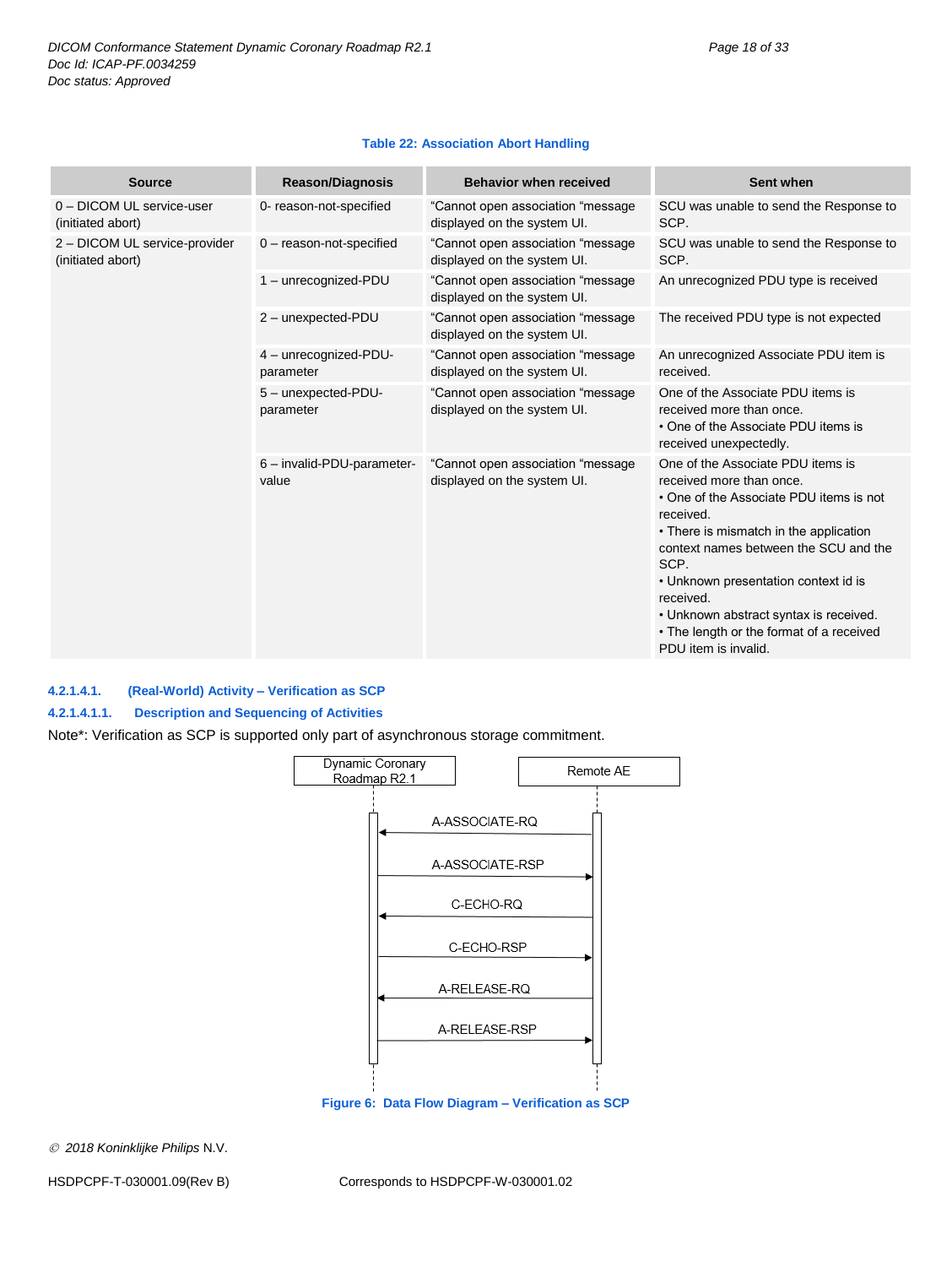**Table 22: Association Abort Handling**

| Source | Reason/Diagnosis | Behavior when received | Sent when |
|---|---|---|---|
| 0 – DICOM UL service-user (initiated abort) | 0- reason-not-specified | "Cannot open association "message displayed on the system UI. | SCU was unable to send the Response to SCP. |
| 2 – DICOM UL service-provider (initiated abort) | 0 – reason-not-specified | "Cannot open association "message displayed on the system UI. | SCU was unable to send the Response to SCP. |
| | 1 – unrecognized-PDU | "Cannot open association "message displayed on the system UI. | An unrecognized PDU type is received |
| | 2 – unexpected-PDU | "Cannot open association "message displayed on the system UI. | The received PDU type is not expected |
| | 4 – unrecognized-PDU-parameter | "Cannot open association "message displayed on the system UI. | An unrecognized Associate PDU item is received. |
| | 5 – unexpected-PDU-parameter | "Cannot open association "message displayed on the system UI. | One of the Associate PDU items is received more than once. • One of the Associate PDU items is received unexpectedly. |
| | 6 – invalid-PDU-parameter-value | "Cannot open association "message displayed on the system UI. | One of the Associate PDU items is received more than once. • One of the Associate PDU items is not received. • There is mismatch in the application context names between the SCU and the SCP. • Unknown presentation context id is received. • Unknown abstract syntax is received. • The length or the format of a received PDU item is invalid. |

#### 4.2.1.4.1. (Real-World) Activity – Verification as SCP

##### 4.2.1.4.1.1. Description and Sequencing of Activities

Note*: Verification as SCP is supported only part of asynchronous storage commitment.

Dynamic Coronary Roadmap R2.1 | Remote AE

A-ASSOCIATE-RQ
A-ASSOCIATE-RSP
C-ECHO-RQ
C-ECHO-RSP
A-RELEASE-RQ
A-RELEASE-RSP

**Figure 6: Data Flow Diagram – Verification as SCP**

© 2018 Koninklijke Philips N.V.

HSDPCPF-T-030001.09(Rev B) Corresponds to HSDPCPF-W-030001.02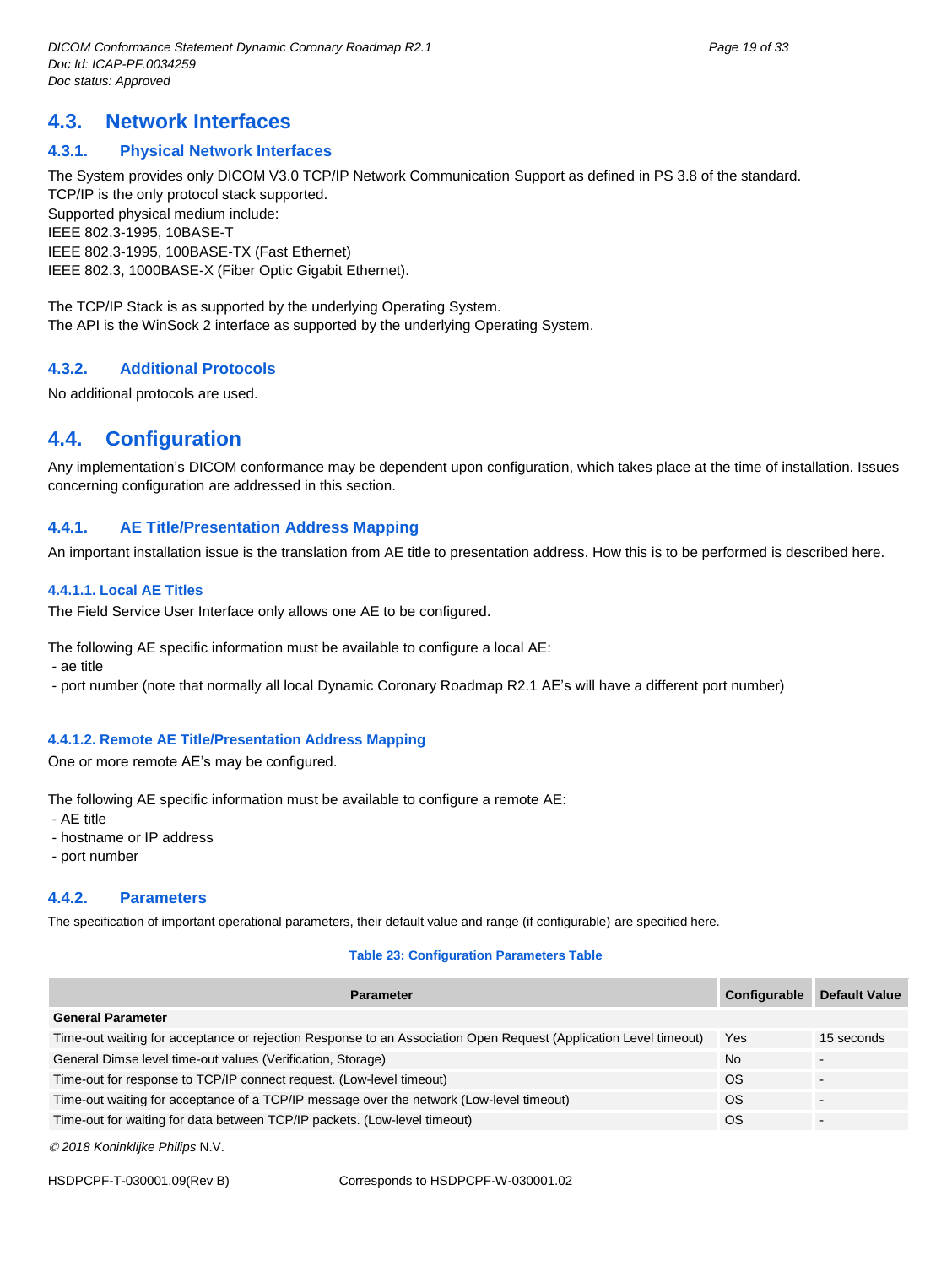## 4.3. Network Interfaces

### 4.3.1. Physical Network Interfaces

The System provides only DICOM V3.0 TCP/IP Network Communication Support as defined in PS 3.8 of the standard.
TCP/IP is the only protocol stack supported.
Supported physical medium include:
IEEE 802.3-1995, 10BASE-T
IEEE 802.3-1995, 100BASE-TX (Fast Ethernet)
IEEE 802.3, 1000BASE-X (Fiber Optic Gigabit Ethernet).

The TCP/IP Stack is as supported by the underlying Operating System.
The API is the WinSock 2 interface as supported by the underlying Operating System.

### 4.3.2. Additional Protocols

No additional protocols are used.

## 4.4. Configuration

Any implementation's DICOM conformance may be dependent upon configuration, which takes place at the time of installation. Issues concerning configuration are addressed in this section.

### 4.4.1. AE Title/Presentation Address Mapping

An important installation issue is the translation from AE title to presentation address. How this is to be performed is described here.

#### 4.4.1.1. Local AE Titles

The Field Service User Interface only allows one AE to be configured.

The following AE specific information must be available to configure a local AE:
- ae title
- port number (note that normally all local Dynamic Coronary Roadmap R2.1 AE's will have a different port number)

#### 4.4.1.2. Remote AE Title/Presentation Address Mapping

One or more remote AE's may be configured.

The following AE specific information must be available to configure a remote AE:
- AE title
- hostname or IP address
- port number

### 4.4.2. Parameters

The specification of important operational parameters, their default value and range (if configurable) are specified here.

**Table 23: Configuration Parameters Table**

| Parameter | Configurable | Default Value |
|---|---|---|
| **General Parameter** | | |
| Time-out waiting for acceptance or rejection Response to an Association Open Request (Application Level timeout) | Yes | 15 seconds |
| General Dimse level time-out values (Verification, Storage) | No | - |
| Time-out for response to TCP/IP connect request. (Low-level timeout) | OS | - |
| Time-out waiting for acceptance of a TCP/IP message over the network (Low-level timeout) | OS | - |
| Time-out for waiting for data between TCP/IP packets. (Low-level timeout) | OS | - |

*© 2018 Koninklijke Philips* N.V.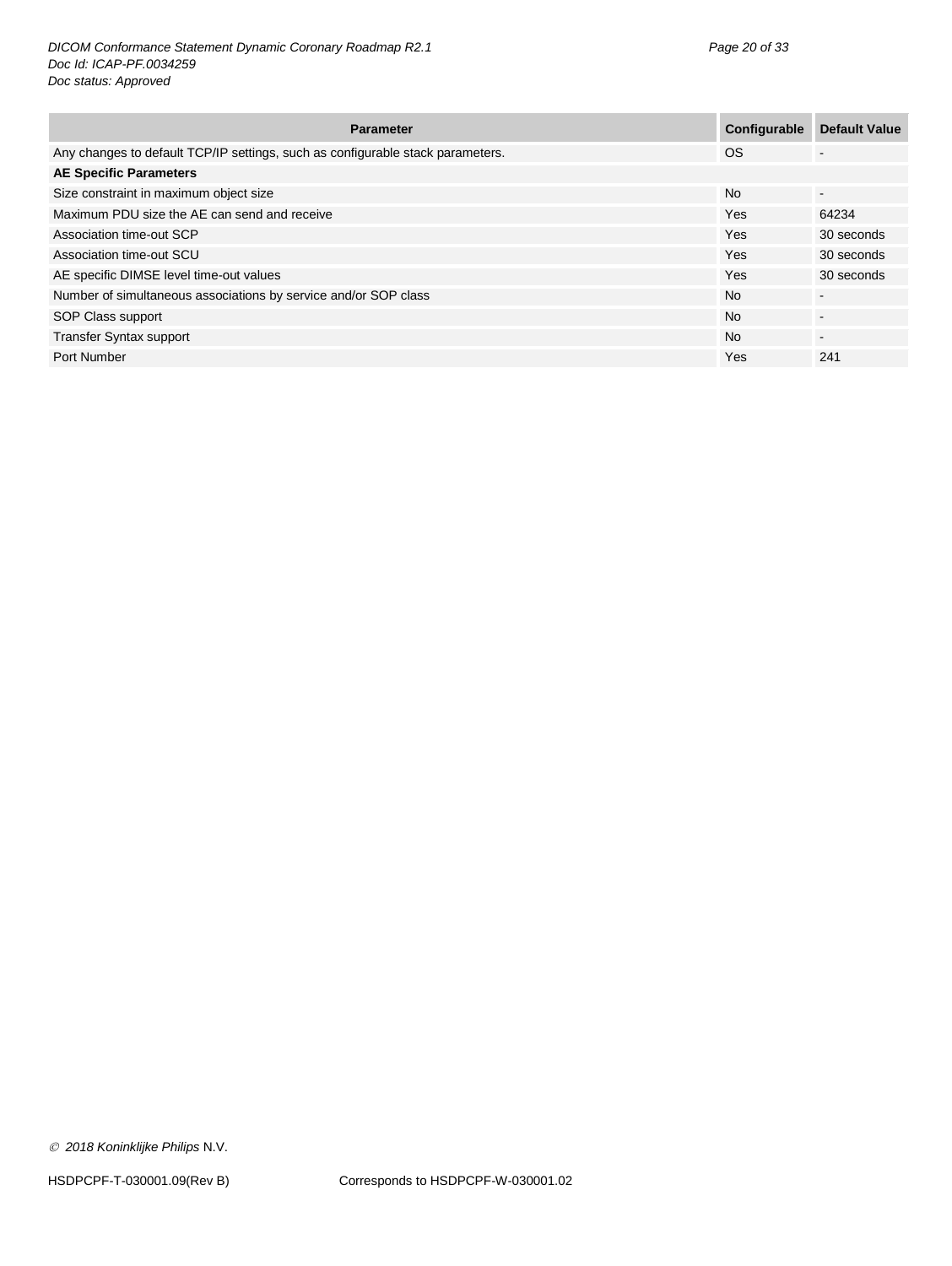| Parameter | Configurable | Default Value |
|---|---|---|
| Any changes to default TCP/IP settings, such as configurable stack parameters. | OS | - |
| **AE Specific Parameters** | | |
| Size constraint in maximum object size | No | - |
| Maximum PDU size the AE can send and receive | Yes | 64234 |
| Association time-out SCP | Yes | 30 seconds |
| Association time-out SCU | Yes | 30 seconds |
| AE specific DIMSE level time-out values | Yes | 30 seconds |
| Number of simultaneous associations by service and/or SOP class | No | - |
| SOP Class support | No | - |
| Transfer Syntax support | No | - |
| Port Number | Yes | 241 |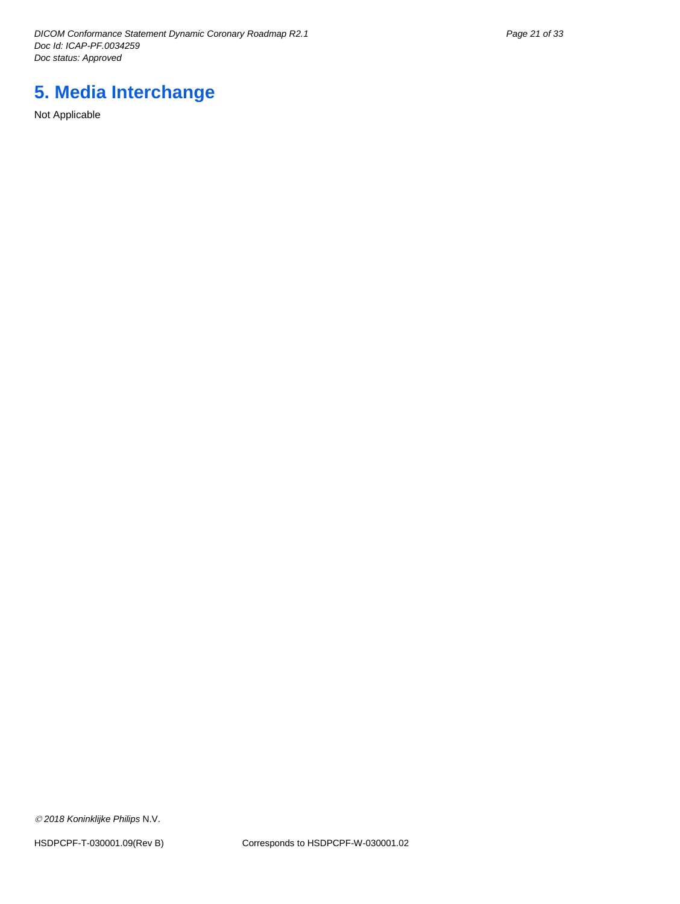# 5. Media Interchange

Not Applicable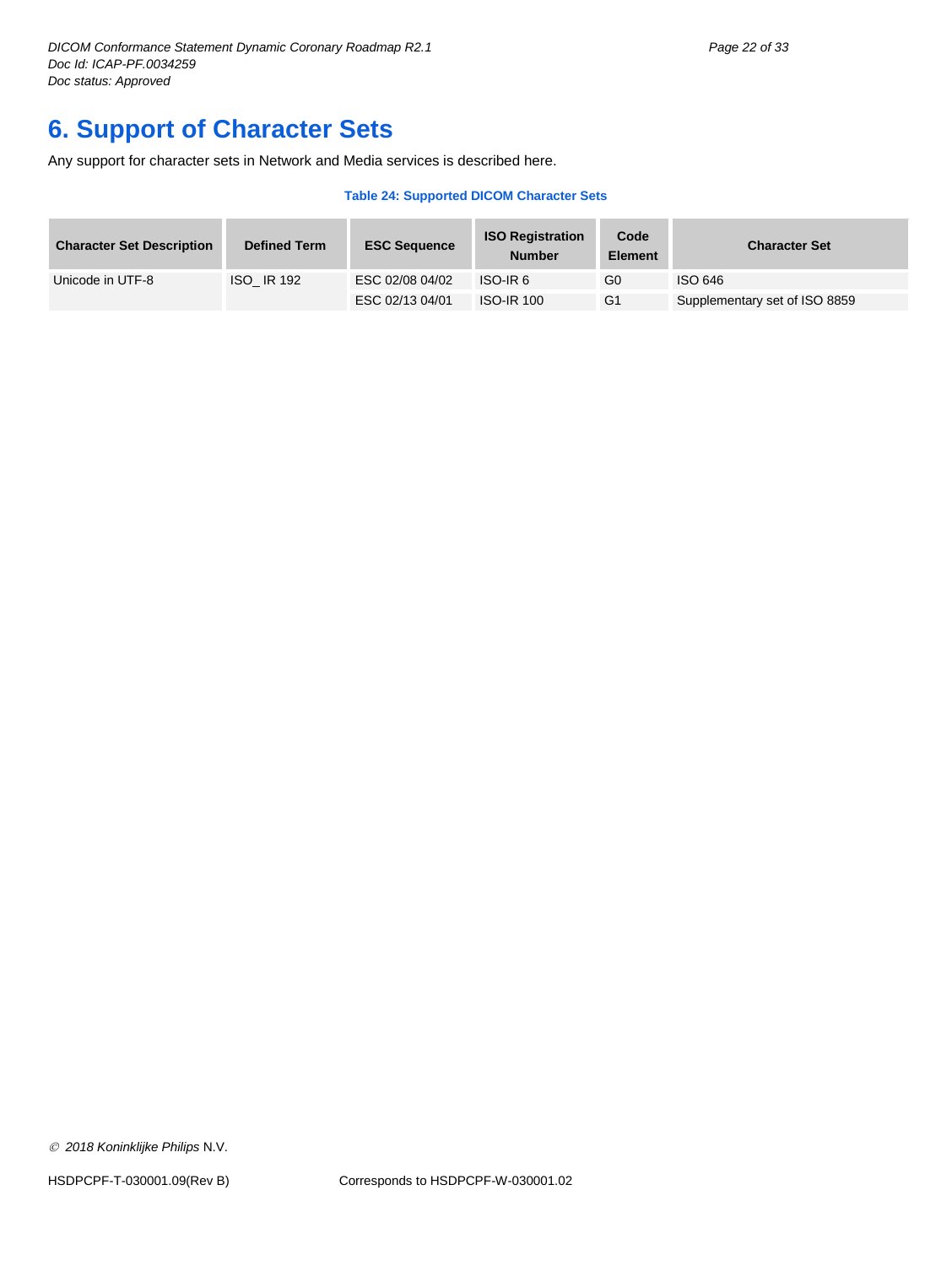# 6. Support of Character Sets

Any support for character sets in Network and Media services is described here.

**Table 24: Supported DICOM Character Sets**

| Character Set Description | Defined Term | ESC Sequence | ISO Registration Number | Code Element | Character Set |
|---|---|---|---|---|---|
| Unicode in UTF-8 | ISO_ IR 192 | ESC 02/08 04/02 | ISO-IR 6 | G0 | ISO 646 |
| | | ESC 02/13 04/01 | ISO-IR 100 | G1 | Supplementary set of ISO 8859 |

© 2018 Koninklijke Philips N.V.

HSDPCPF-T-030001.09(Rev B) Corresponds to HSDPCPF-W-030001.02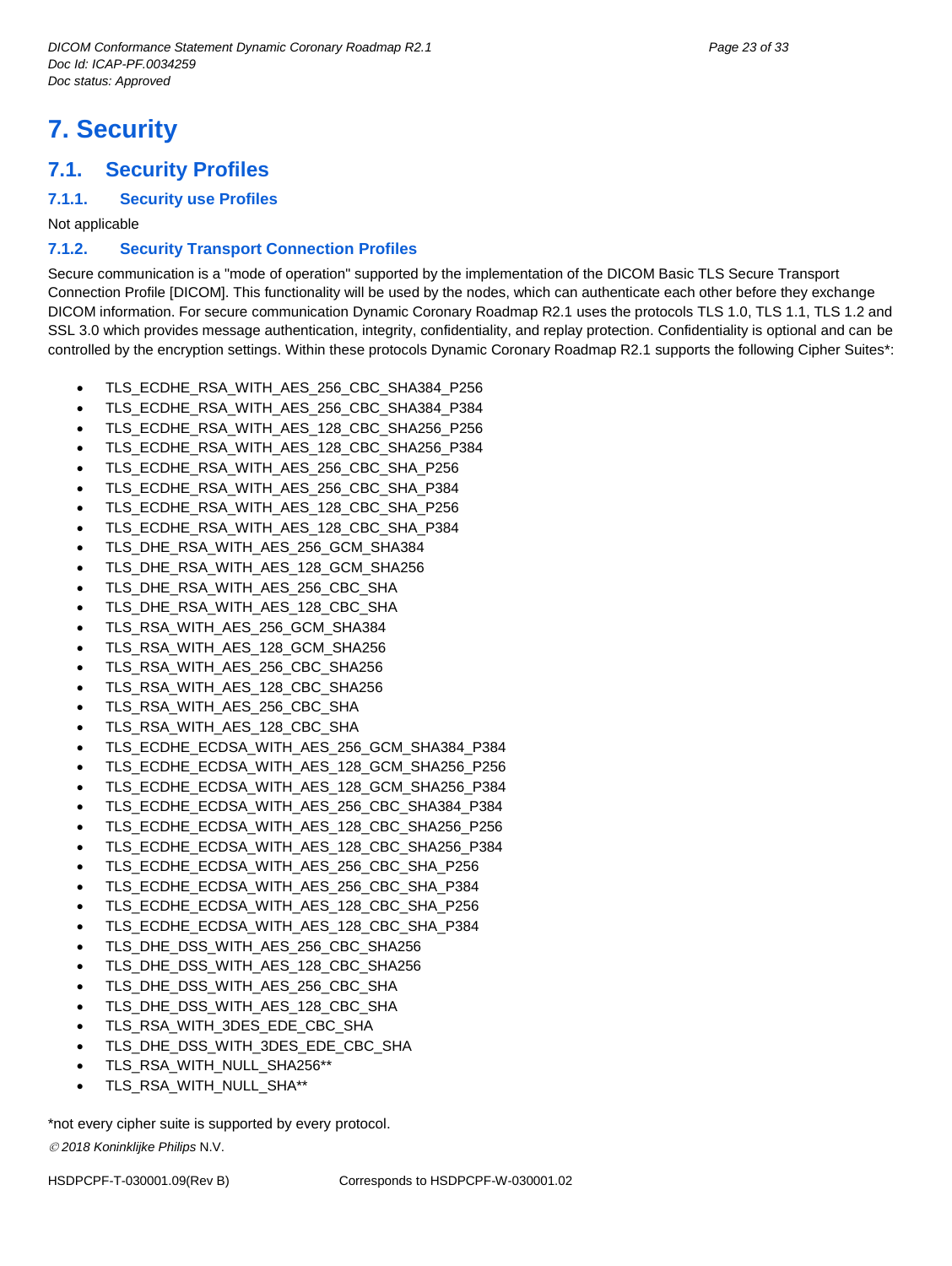# 7. Security

## 7.1. Security Profiles

### 7.1.1. Security use Profiles

Not applicable

### 7.1.2. Security Transport Connection Profiles

Secure communication is a "mode of operation" supported by the implementation of the DICOM Basic TLS Secure Transport Connection Profile [DICOM]. This functionality will be used by the nodes, which can authenticate each other before they exchange DICOM information. For secure communication Dynamic Coronary Roadmap R2.1 uses the protocols TLS 1.0, TLS 1.1, TLS 1.2 and SSL 3.0 which provides message authentication, integrity, confidentiality, and replay protection. Confidentiality is optional and can be controlled by the encryption settings. Within these protocols Dynamic Coronary Roadmap R2.1 supports the following Cipher Suites*:

- TLS_ECDHE_RSA_WITH_AES_256_CBC_SHA384_P256
- TLS_ECDHE_RSA_WITH_AES_256_CBC_SHA384_P384
- TLS_ECDHE_RSA_WITH_AES_128_CBC_SHA256_P256
- TLS_ECDHE_RSA_WITH_AES_128_CBC_SHA256_P384
- TLS_ECDHE_RSA_WITH_AES_256_CBC_SHA_P256
- TLS_ECDHE_RSA_WITH_AES_256_CBC_SHA_P384
- TLS_ECDHE_RSA_WITH_AES_128_CBC_SHA_P256
- TLS_ECDHE_RSA_WITH_AES_128_CBC_SHA_P384
- TLS_DHE_RSA_WITH_AES_256_GCM_SHA384
- TLS_DHE_RSA_WITH_AES_128_GCM_SHA256
- TLS_DHE_RSA_WITH_AES_256_CBC_SHA
- TLS_DHE_RSA_WITH_AES_128_CBC_SHA
- TLS_RSA_WITH_AES_256_GCM_SHA384
- TLS_RSA_WITH_AES_128_GCM_SHA256
- TLS_RSA_WITH_AES_256_CBC_SHA256
- TLS_RSA_WITH_AES_128_CBC_SHA256
- TLS_RSA_WITH_AES_256_CBC_SHA
- TLS_RSA_WITH_AES_128_CBC_SHA
- TLS_ECDHE_ECDSA_WITH_AES_256_GCM_SHA384_P384
- TLS_ECDHE_ECDSA_WITH_AES_128_GCM_SHA256_P256
- TLS_ECDHE_ECDSA_WITH_AES_128_GCM_SHA256_P384
- TLS_ECDHE_ECDSA_WITH_AES_256_CBC_SHA384_P384
- TLS_ECDHE_ECDSA_WITH_AES_128_CBC_SHA256_P256
- TLS_ECDHE_ECDSA_WITH_AES_128_CBC_SHA256_P384
- TLS_ECDHE_ECDSA_WITH_AES_256_CBC_SHA_P256
- TLS_ECDHE_ECDSA_WITH_AES_256_CBC_SHA_P384
- TLS_ECDHE_ECDSA_WITH_AES_128_CBC_SHA_P256
- TLS_ECDHE_ECDSA_WITH_AES_128_CBC_SHA_P384
- TLS_DHE_DSS_WITH_AES_256_CBC_SHA256
- TLS_DHE_DSS_WITH_AES_128_CBC_SHA256
- TLS_DHE_DSS_WITH_AES_256_CBC_SHA
- TLS_DHE_DSS_WITH_AES_128_CBC_SHA
- TLS_RSA_WITH_3DES_EDE_CBC_SHA
- TLS_DHE_DSS_WITH_3DES_EDE_CBC_SHA
- TLS_RSA_WITH_NULL_SHA256**
- TLS_RSA_WITH_NULL_SHA**

*not every cipher suite is supported by every protocol.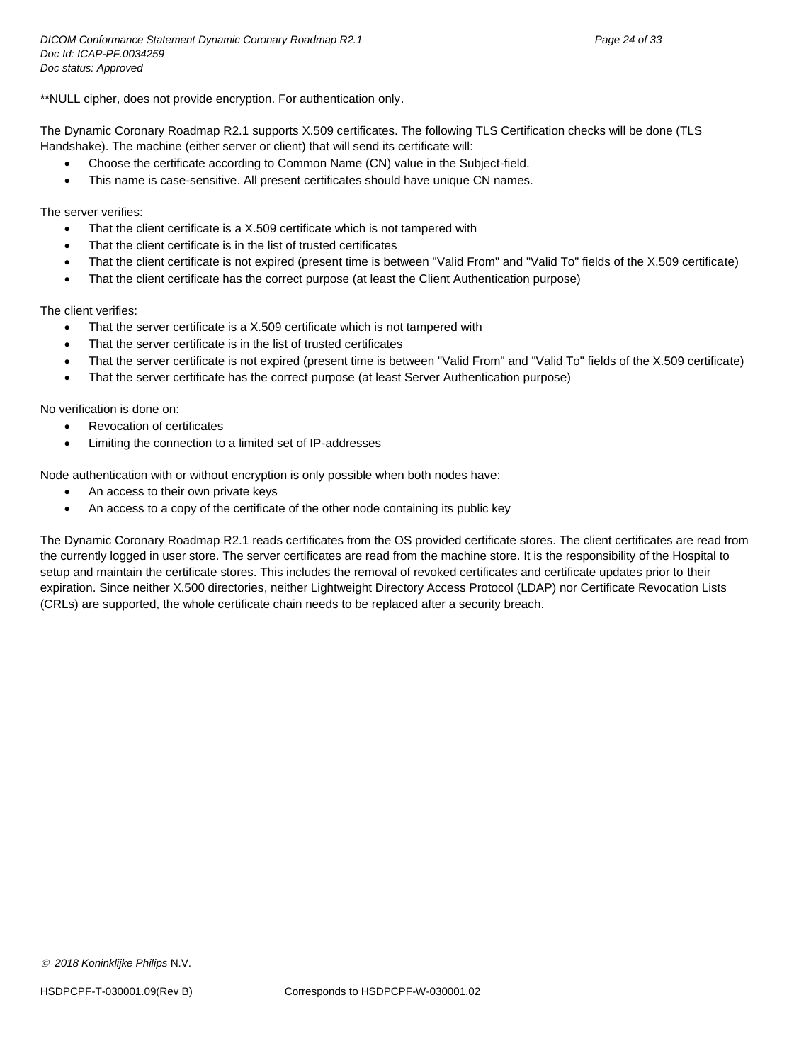**NULL cipher, does not provide encryption. For authentication only.

The Dynamic Coronary Roadmap R2.1 supports X.509 certificates. The following TLS Certification checks will be done (TLS Handshake). The machine (either server or client) that will send its certificate will:

- Choose the certificate according to Common Name (CN) value in the Subject-field.
- This name is case-sensitive. All present certificates should have unique CN names.

The server verifies:

- That the client certificate is a X.509 certificate which is not tampered with
- That the client certificate is in the list of trusted certificates
- That the client certificate is not expired (present time is between "Valid From" and "Valid To" fields of the X.509 certificate)
- That the client certificate has the correct purpose (at least the Client Authentication purpose)

The client verifies:

- That the server certificate is a X.509 certificate which is not tampered with
- That the server certificate is in the list of trusted certificates
- That the server certificate is not expired (present time is between "Valid From" and "Valid To" fields of the X.509 certificate)
- That the server certificate has the correct purpose (at least Server Authentication purpose)

No verification is done on:

- Revocation of certificates
- Limiting the connection to a limited set of IP-addresses

Node authentication with or without encryption is only possible when both nodes have:

- An access to their own private keys
- An access to a copy of the certificate of the other node containing its public key

The Dynamic Coronary Roadmap R2.1 reads certificates from the OS provided certificate stores. The client certificates are read from the currently logged in user store. The server certificates are read from the machine store. It is the responsibility of the Hospital to setup and maintain the certificate stores. This includes the removal of revoked certificates and certificate updates prior to their expiration. Since neither X.500 directories, neither Lightweight Directory Access Protocol (LDAP) nor Certificate Revocation Lists (CRLs) are supported, the whole certificate chain needs to be replaced after a security breach.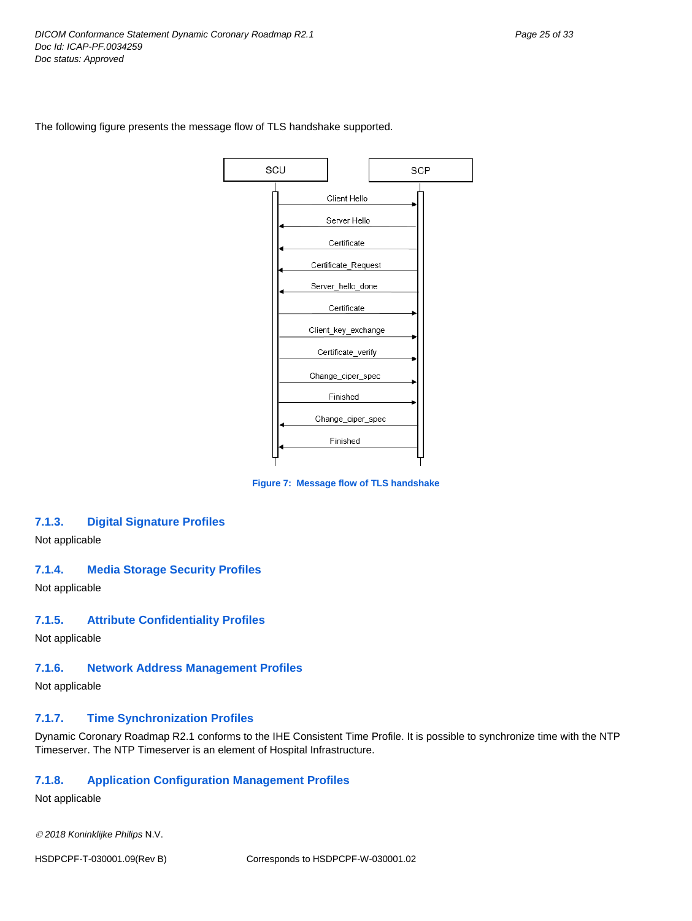The following figure presents the message flow of TLS handshake supported.

Figure 7: Message flow of TLS handshake

### 7.1.3. Digital Signature Profiles

Not applicable

### 7.1.4. Media Storage Security Profiles

Not applicable

### 7.1.5. Attribute Confidentiality Profiles

Not applicable

### 7.1.6. Network Address Management Profiles

Not applicable

### 7.1.7. Time Synchronization Profiles

Dynamic Coronary Roadmap R2.1 conforms to the IHE Consistent Time Profile. It is possible to synchronize time with the NTP Timeserver. The NTP Timeserver is an element of Hospital Infrastructure.

### 7.1.8. Application Configuration Management Profiles

Not applicable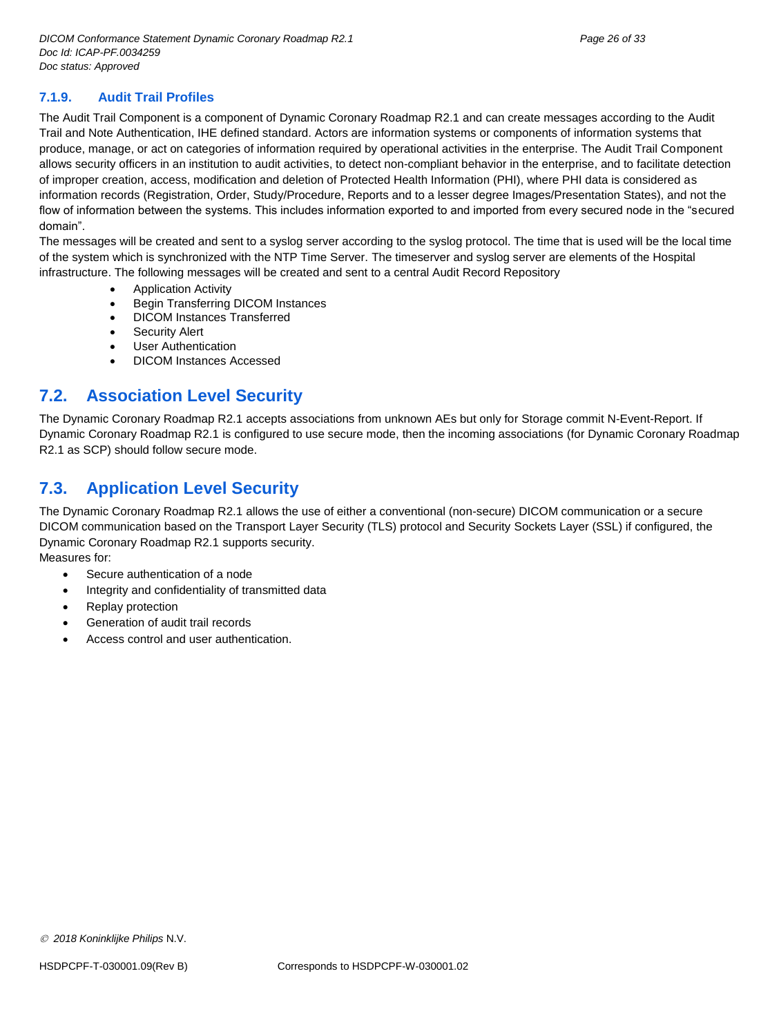### 7.1.9. Audit Trail Profiles

The Audit Trail Component is a component of Dynamic Coronary Roadmap R2.1 and can create messages according to the Audit Trail and Note Authentication, IHE defined standard. Actors are information systems or components of information systems that produce, manage, or act on categories of information required by operational activities in the enterprise. The Audit Trail Component allows security officers in an institution to audit activities, to detect non-compliant behavior in the enterprise, and to facilitate detection of improper creation, access, modification and deletion of Protected Health Information (PHI), where PHI data is considered as information records (Registration, Order, Study/Procedure, Reports and to a lesser degree Images/Presentation States), and not the flow of information between the systems. This includes information exported to and imported from every secured node in the "secured domain".

The messages will be created and sent to a syslog server according to the syslog protocol. The time that is used will be the local time of the system which is synchronized with the NTP Time Server. The timeserver and syslog server are elements of the Hospital infrastructure. The following messages will be created and sent to a central Audit Record Repository

- Application Activity
- Begin Transferring DICOM Instances
- DICOM Instances Transferred
- Security Alert
- User Authentication
- DICOM Instances Accessed

## 7.2. Association Level Security

The Dynamic Coronary Roadmap R2.1 accepts associations from unknown AEs but only for Storage commit N-Event-Report. If Dynamic Coronary Roadmap R2.1 is configured to use secure mode, then the incoming associations (for Dynamic Coronary Roadmap R2.1 as SCP) should follow secure mode.

## 7.3. Application Level Security

The Dynamic Coronary Roadmap R2.1 allows the use of either a conventional (non-secure) DICOM communication or a secure DICOM communication based on the Transport Layer Security (TLS) protocol and Security Sockets Layer (SSL) if configured, the Dynamic Coronary Roadmap R2.1 supports security.

Measures for:

- Secure authentication of a node
- Integrity and confidentiality of transmitted data
- Replay protection
- Generation of audit trail records
- Access control and user authentication.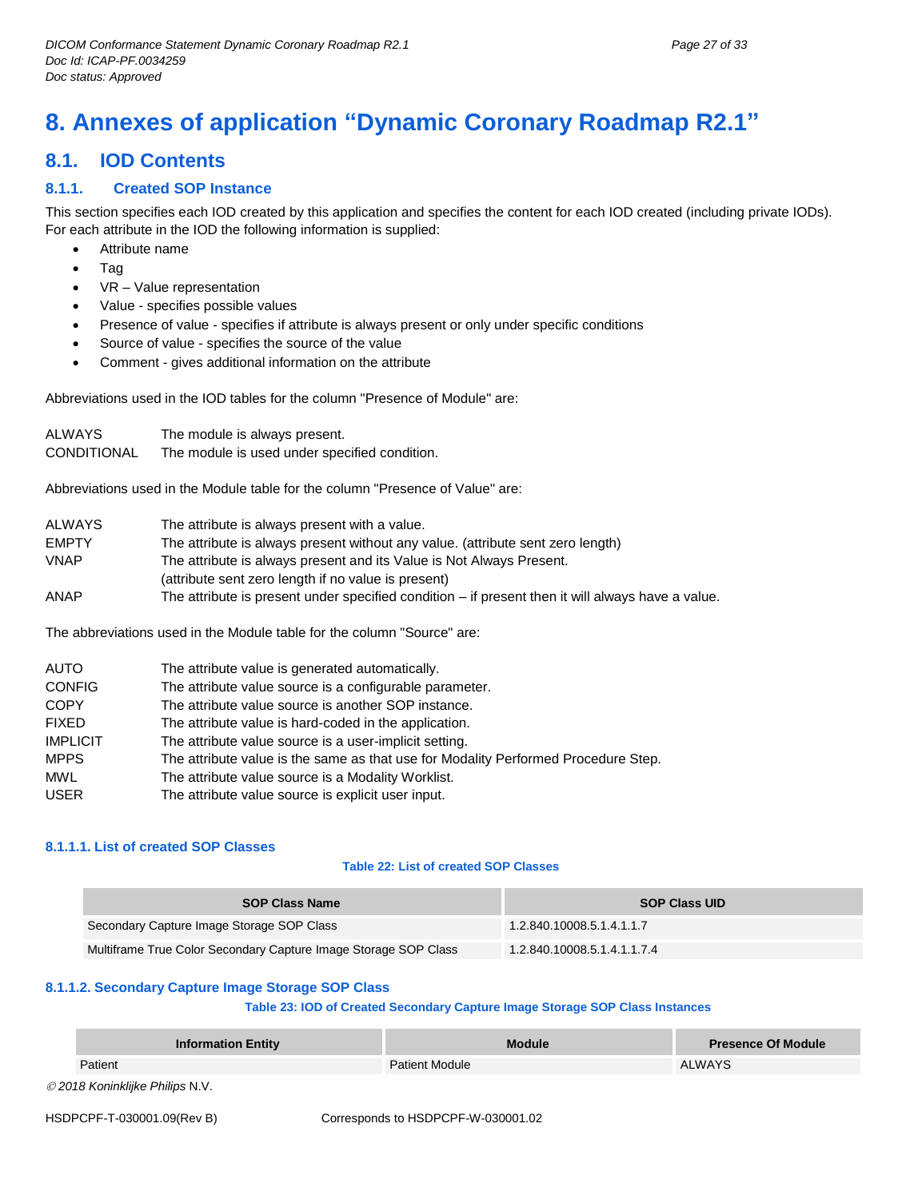# 8. Annexes of application "Dynamic Coronary Roadmap R2.1"

## 8.1. IOD Contents

### 8.1.1. Created SOP Instance

This section specifies each IOD created by this application and specifies the content for each IOD created (including private IODs). For each attribute in the IOD the following information is supplied:

- Attribute name
- Tag
- VR – Value representation
- Value - specifies possible values
- Presence of value - specifies if attribute is always present or only under specific conditions
- Source of value - specifies the source of the value
- Comment - gives additional information on the attribute

Abbreviations used in the IOD tables for the column "Presence of Module" are:

| | |
|---|---|
| ALWAYS | The module is always present. |
| CONDITIONAL | The module is used under specified condition. |

Abbreviations used in the Module table for the column "Presence of Value" are:

| | |
|---|---|
| ALWAYS | The attribute is always present with a value. |
| EMPTY | The attribute is always present without any value. (attribute sent zero length) |
| VNAP | The attribute is always present and its Value is Not Always Present. (attribute sent zero length if no value is present) |
| ANAP | The attribute is present under specified condition – if present then it will always have a value. |

The abbreviations used in the Module table for the column "Source" are:

| | |
|---|---|
| AUTO | The attribute value is generated automatically. |
| CONFIG | The attribute value source is a configurable parameter. |
| COPY | The attribute value source is another SOP instance. |
| FIXED | The attribute value is hard-coded in the application. |
| IMPLICIT | The attribute value source is a user-implicit setting. |
| MPPS | The attribute value is the same as that use for Modality Performed Procedure Step. |
| MWL | The attribute value source is a Modality Worklist. |
| USER | The attribute value source is explicit user input. |

#### 8.1.1.1. List of created SOP Classes

**Table 22: List of created SOP Classes**

| SOP Class Name | SOP Class UID |
|---|---|
| Secondary Capture Image Storage SOP Class | 1.2.840.10008.5.1.4.1.1.7 |
| Multiframe True Color Secondary Capture Image Storage SOP Class | 1.2.840.10008.5.1.4.1.1.7.4 |

#### 8.1.1.2. Secondary Capture Image Storage SOP Class

**Table 23: IOD of Created Secondary Capture Image Storage SOP Class Instances**

| Information Entity | Module | Presence Of Module |
|---|---|---|
| Patient | Patient Module | ALWAYS |

© 2018 Koninklijke Philips N.V.

HSDPCPF-T-030001.09(Rev B) Corresponds to HSDPCPF-W-030001.02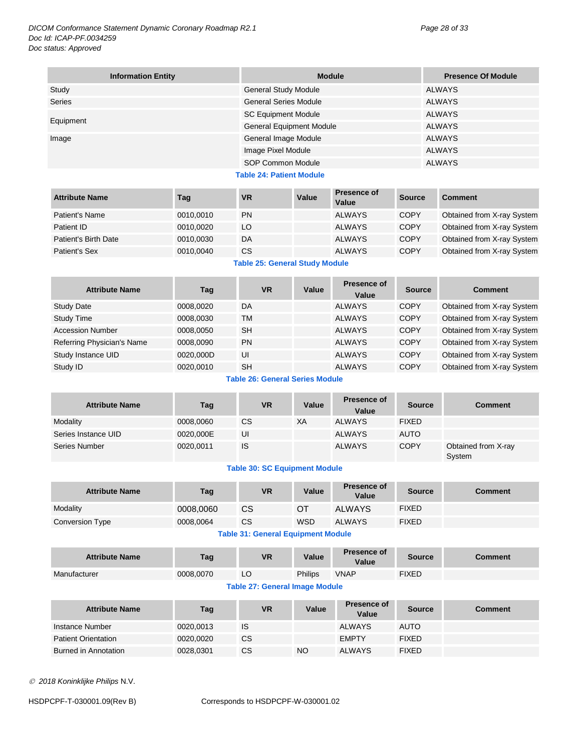| Information Entity | Module | Presence Of Module |
|---|---|---|
| Study | General Study Module | ALWAYS |
| Series | General Series Module | ALWAYS |
| Equipment | SC Equipment Module | ALWAYS |
| | General Equipment Module | ALWAYS |
| Image | General Image Module | ALWAYS |
| | Image Pixel Module | ALWAYS |
| | SOP Common Module | ALWAYS |

**Table 24: Patient Module**

| Attribute Name | Tag | VR | Value | Presence of Value | Source | Comment |
|---|---|---|---|---|---|---|
| Patient's Name | 0010,0010 | PN | | ALWAYS | COPY | Obtained from X-ray System |
| Patient ID | 0010,0020 | LO | | ALWAYS | COPY | Obtained from X-ray System |
| Patient's Birth Date | 0010,0030 | DA | | ALWAYS | COPY | Obtained from X-ray System |
| Patient's Sex | 0010,0040 | CS | | ALWAYS | COPY | Obtained from X-ray System |

**Table 25: General Study Module**

| Attribute Name | Tag | VR | Value | Presence of Value | Source | Comment |
|---|---|---|---|---|---|---|
| Study Date | 0008,0020 | DA | | ALWAYS | COPY | Obtained from X-ray System |
| Study Time | 0008,0030 | TM | | ALWAYS | COPY | Obtained from X-ray System |
| Accession Number | 0008,0050 | SH | | ALWAYS | COPY | Obtained from X-ray System |
| Referring Physician's Name | 0008,0090 | PN | | ALWAYS | COPY | Obtained from X-ray System |
| Study Instance UID | 0020,000D | UI | | ALWAYS | COPY | Obtained from X-ray System |
| Study ID | 0020,0010 | SH | | ALWAYS | COPY | Obtained from X-ray System |

**Table 26: General Series Module**

| Attribute Name | Tag | VR | Value | Presence of Value | Source | Comment |
|---|---|---|---|---|---|---|
| Modality | 0008,0060 | CS | XA | ALWAYS | FIXED | |
| Series Instance UID | 0020,000E | UI | | ALWAYS | AUTO | |
| Series Number | 0020,0011 | IS | | ALWAYS | COPY | Obtained from X-ray System |

**Table 30: SC Equipment Module**

| Attribute Name | Tag | VR | Value | Presence of Value | Source | Comment |
|---|---|---|---|---|---|---|
| Modality | 0008,0060 | CS | OT | ALWAYS | FIXED | |
| Conversion Type | 0008,0064 | CS | WSD | ALWAYS | FIXED | |

**Table 31: General Equipment Module**

| Attribute Name | Tag | VR | Value | Presence of Value | Source | Comment |
|---|---|---|---|---|---|---|
| Manufacturer | 0008,0070 | LO | Philips | VNAP | FIXED | |

**Table 27: General Image Module**

| Attribute Name | Tag | VR | Value | Presence of Value | Source | Comment |
|---|---|---|---|---|---|---|
| Instance Number | 0020,0013 | IS | | ALWAYS | AUTO | |
| Patient Orientation | 0020,0020 | CS | | EMPTY | FIXED | |
| Burned in Annotation | 0028,0301 | CS | NO | ALWAYS | FIXED | |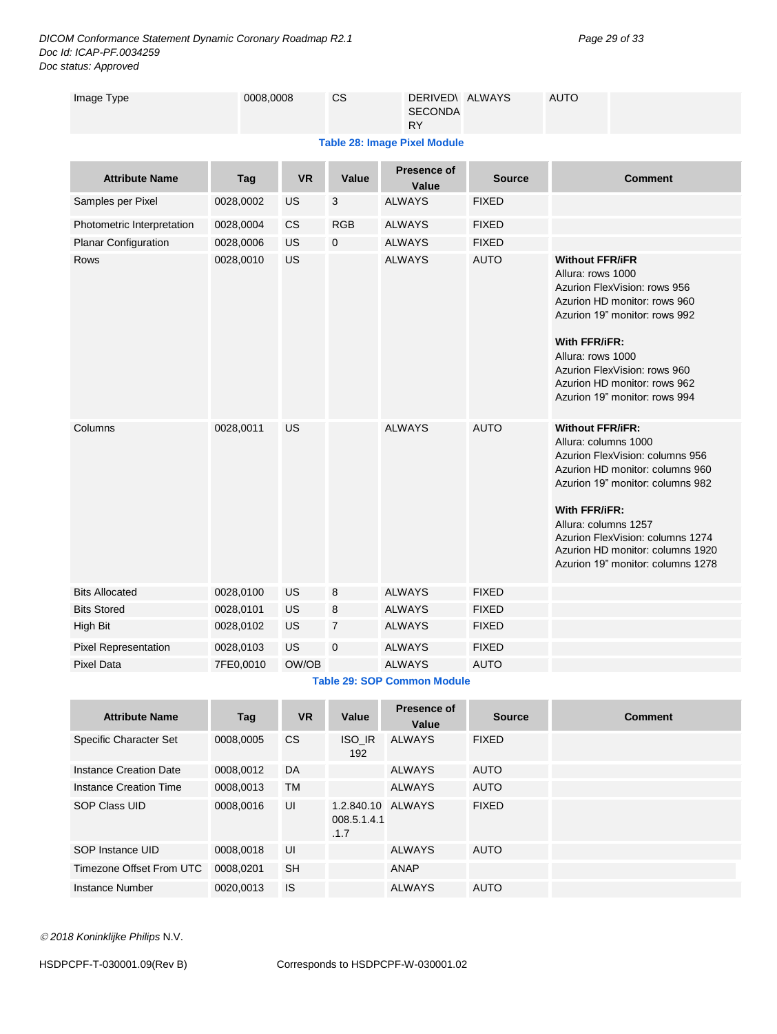| Image Type | 0008,0008 | CS | DERIVED\ SECONDARY | ALWAYS | AUTO | |
|---|---|---|---|---|---|---|

**Table 28: Image Pixel Module**

| Attribute Name | Tag | VR | Value | Presence of Value | Source | Comment |
|---|---|---|---|---|---|---|
| Samples per Pixel | 0028,0002 | US | 3 | ALWAYS | FIXED | |
| Photometric Interpretation | 0028,0004 | CS | RGB | ALWAYS | FIXED | |
| Planar Configuration | 0028,0006 | US | 0 | ALWAYS | FIXED | |
| Rows | 0028,0010 | US | | ALWAYS | AUTO | **Without FFR/iFR** Allura: rows 1000 Azurion FlexVision: rows 956 Azurion HD monitor: rows 960 Azurion 19" monitor: rows 992 **With FFR/iFR:** Allura: rows 1000 Azurion FlexVision: rows 960 Azurion HD monitor: rows 962 Azurion 19" monitor: rows 994 |
| Columns | 0028,0011 | US | | ALWAYS | AUTO | **Without FFR/iFR:** Allura: columns 1000 Azurion FlexVision: columns 956 Azurion HD monitor: columns 960 Azurion 19" monitor: columns 982 **With FFR/iFR:** Allura: columns 1257 Azurion FlexVision: columns 1274 Azurion HD monitor: columns 1920 Azurion 19" monitor: columns 1278 |
| Bits Allocated | 0028,0100 | US | 8 | ALWAYS | FIXED | |
| Bits Stored | 0028,0101 | US | 8 | ALWAYS | FIXED | |
| High Bit | 0028,0102 | US | 7 | ALWAYS | FIXED | |
| Pixel Representation | 0028,0103 | US | 0 | ALWAYS | FIXED | |
| Pixel Data | 7FE0,0010 | OW/OB | | ALWAYS | AUTO | |

**Table 29: SOP Common Module**

| Attribute Name | Tag | VR | Value | Presence of Value | Source | Comment |
|---|---|---|---|---|---|---|
| Specific Character Set | 0008,0005 | CS | ISO_IR 192 | ALWAYS | FIXED | |
| Instance Creation Date | 0008,0012 | DA | | ALWAYS | AUTO | |
| Instance Creation Time | 0008,0013 | TM | | ALWAYS | AUTO | |
| SOP Class UID | 0008,0016 | UI | 1.2.840.10008.5.1.4.1.1.7 | ALWAYS | FIXED | |
| SOP Instance UID | 0008,0018 | UI | | ALWAYS | AUTO | |
| Timezone Offset From UTC | 0008,0201 | SH | | ANAP | | |
| Instance Number | 0020,0013 | IS | | ALWAYS | AUTO | |

© 2018 Koninklijke Philips N.V.

HSDPCPF-T-030001.09(Rev B) Corresponds to HSDPCPF-W-030001.02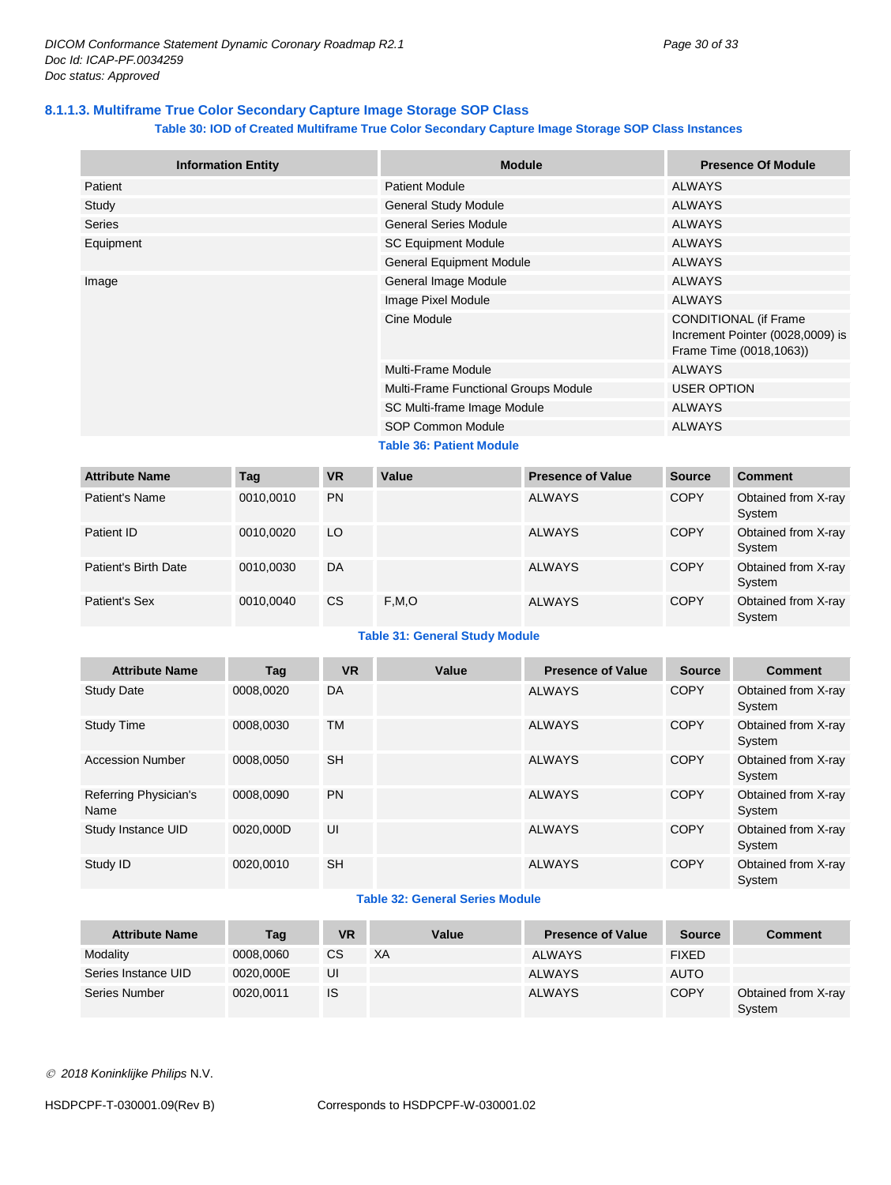### 8.1.1.3. Multiframe True Color Secondary Capture Image Storage SOP Class

**Table 30: IOD of Created Multiframe True Color Secondary Capture Image Storage SOP Class Instances**

| Information Entity | Module | Presence Of Module |
|---|---|---|
| Patient | Patient Module | ALWAYS |
| Study | General Study Module | ALWAYS |
| Series | General Series Module | ALWAYS |
| Equipment | SC Equipment Module | ALWAYS |
| | General Equipment Module | ALWAYS |
| Image | General Image Module | ALWAYS |
| | Image Pixel Module | ALWAYS |
| | Cine Module | CONDITIONAL (if Frame Increment Pointer (0028,0009) is Frame Time (0018,1063)) |
| | Multi-Frame Module | ALWAYS |
| | Multi-Frame Functional Groups Module | USER OPTION |
| | SC Multi-frame Image Module | ALWAYS |
| | SOP Common Module | ALWAYS |

**Table 36: Patient Module**

| Attribute Name | Tag | VR | Value | Presence of Value | Source | Comment |
|---|---|---|---|---|---|---|
| Patient's Name | 0010,0010 | PN | | ALWAYS | COPY | Obtained from X-ray System |
| Patient ID | 0010,0020 | LO | | ALWAYS | COPY | Obtained from X-ray System |
| Patient's Birth Date | 0010,0030 | DA | | ALWAYS | COPY | Obtained from X-ray System |
| Patient's Sex | 0010,0040 | CS | F,M,O | ALWAYS | COPY | Obtained from X-ray System |

**Table 31: General Study Module**

| Attribute Name | Tag | VR | Value | Presence of Value | Source | Comment |
|---|---|---|---|---|---|---|
| Study Date | 0008,0020 | DA | | ALWAYS | COPY | Obtained from X-ray System |
| Study Time | 0008,0030 | TM | | ALWAYS | COPY | Obtained from X-ray System |
| Accession Number | 0008,0050 | SH | | ALWAYS | COPY | Obtained from X-ray System |
| Referring Physician's Name | 0008,0090 | PN | | ALWAYS | COPY | Obtained from X-ray System |
| Study Instance UID | 0020,000D | UI | | ALWAYS | COPY | Obtained from X-ray System |
| Study ID | 0020,0010 | SH | | ALWAYS | COPY | Obtained from X-ray System |

**Table 32: General Series Module**

| Attribute Name | Tag | VR | Value | Presence of Value | Source | Comment |
|---|---|---|---|---|---|---|
| Modality | 0008,0060 | CS | XA | ALWAYS | FIXED | |
| Series Instance UID | 0020,000E | UI | | ALWAYS | AUTO | |
| Series Number | 0020,0011 | IS | | ALWAYS | COPY | Obtained from X-ray System |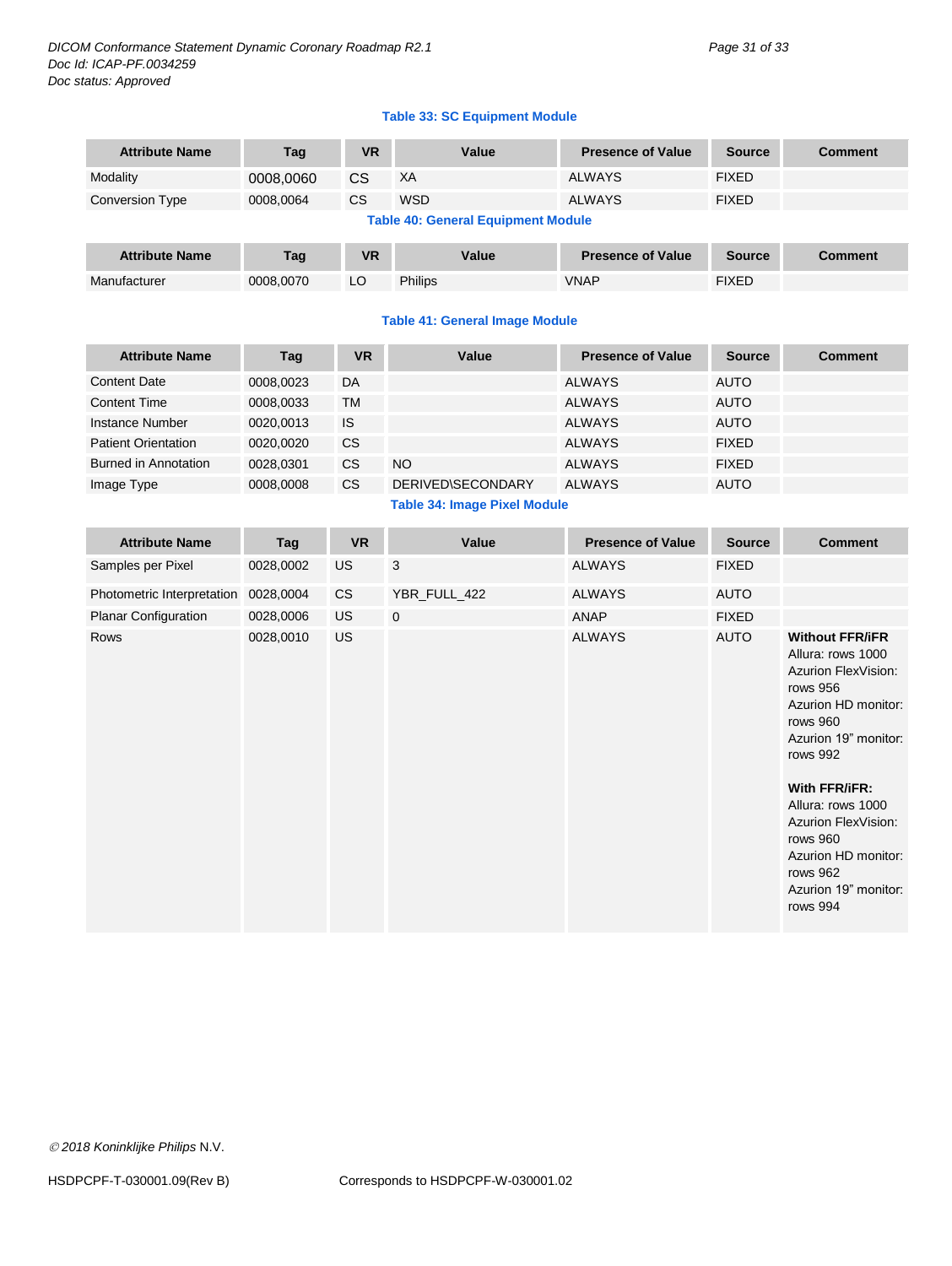**Table 33: SC Equipment Module**

| Attribute Name | Tag | VR | Value | Presence of Value | Source | Comment |
|---|---|---|---|---|---|---|
| Modality | 0008,0060 | CS | XA | ALWAYS | FIXED | |
| Conversion Type | 0008,0064 | CS | WSD | ALWAYS | FIXED | |

**Table 40: General Equipment Module**

| Attribute Name | Tag | VR | Value | Presence of Value | Source | Comment |
|---|---|---|---|---|---|---|
| Manufacturer | 0008,0070 | LO | Philips | VNAP | FIXED | |

**Table 41: General Image Module**

| Attribute Name | Tag | VR | Value | Presence of Value | Source | Comment |
|---|---|---|---|---|---|---|
| Content Date | 0008,0023 | DA | | ALWAYS | AUTO | |
| Content Time | 0008,0033 | TM | | ALWAYS | AUTO | |
| Instance Number | 0020,0013 | IS | | ALWAYS | AUTO | |
| Patient Orientation | 0020,0020 | CS | | ALWAYS | FIXED | |
| Burned in Annotation | 0028,0301 | CS | NO | ALWAYS | FIXED | |
| Image Type | 0008,0008 | CS | DERIVED\SECONDARY | ALWAYS | AUTO | |

**Table 34: Image Pixel Module**

| Attribute Name | Tag | VR | Value | Presence of Value | Source | Comment |
|---|---|---|---|---|---|---|
| Samples per Pixel | 0028,0002 | US | 3 | ALWAYS | FIXED | |
| Photometric Interpretation | 0028,0004 | CS | YBR_FULL_422 | ALWAYS | AUTO | |
| Planar Configuration | 0028,0006 | US | 0 | ANAP | FIXED | |
| Rows | 0028,0010 | US | | ALWAYS | AUTO | **Without FFR/iFR** Allura: rows 1000 Azurion FlexVision: rows 956 Azurion HD monitor: rows 960 Azurion 19" monitor: rows 992 **With FFR/iFR:** Allura: rows 1000 Azurion FlexVision: rows 960 Azurion HD monitor: rows 962 Azurion 19" monitor: rows 994 |

© 2018 Koninklijke Philips N.V.

HSDPCPF-T-030001.09(Rev B) Corresponds to HSDPCPF-W-030001.02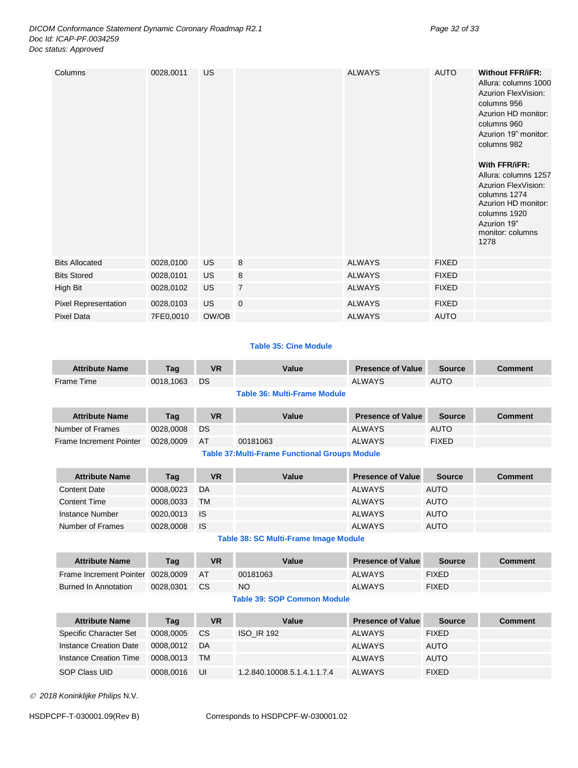| Columns | 0028,0011 | US | | ALWAYS | AUTO | **Without FFR/iFR:** Allura: columns 1000 Azurion FlexVision: columns 956 Azurion HD monitor: columns 960 Azurion 19" monitor: columns 982 **With FFR/iFR:** Allura: columns 1257 Azurion FlexVision: columns 1274 Azurion HD monitor: columns 1920 Azurion 19" monitor: columns 1278 |
|---|---|---|---|---|---|---|
| Bits Allocated | 0028,0100 | US | 8 | ALWAYS | FIXED | |
| Bits Stored | 0028,0101 | US | 8 | ALWAYS | FIXED | |
| High Bit | 0028,0102 | US | 7 | ALWAYS | FIXED | |
| Pixel Representation | 0028,0103 | US | 0 | ALWAYS | FIXED | |
| Pixel Data | 7FE0,0010 | OW/OB | | ALWAYS | AUTO | |

**Table 35: Cine Module**

| Attribute Name | Tag | VR | Value | Presence of Value | Source | Comment |
|---|---|---|---|---|---|---|
| Frame Time | 0018,1063 | DS | | ALWAYS | AUTO | |

**Table 36: Multi-Frame Module**

| Attribute Name | Tag | VR | Value | Presence of Value | Source | Comment |
|---|---|---|---|---|---|---|
| Number of Frames | 0028,0008 | DS | | ALWAYS | AUTO | |
| Frame Increment Pointer | 0028,0009 | AT | 00181063 | ALWAYS | FIXED | |

**Table 37:Multi-Frame Functional Groups Module**

| Attribute Name | Tag | VR | Value | Presence of Value | Source | Comment |
|---|---|---|---|---|---|---|
| Content Date | 0008,0023 | DA | | ALWAYS | AUTO | |
| Content Time | 0008,0033 | TM | | ALWAYS | AUTO | |
| Instance Number | 0020,0013 | IS | | ALWAYS | AUTO | |
| Number of Frames | 0028,0008 | IS | | ALWAYS | AUTO | |

**Table 38: SC Multi-Frame Image Module**

| Attribute Name | Tag | VR | Value | Presence of Value | Source | Comment |
|---|---|---|---|---|---|---|
| Frame Increment Pointer | 0028,0009 | AT | 00181063 | ALWAYS | FIXED | |
| Burned In Annotation | 0028,0301 | CS | NO | ALWAYS | FIXED | |

**Table 39: SOP Common Module**

| Attribute Name | Tag | VR | Value | Presence of Value | Source | Comment |
|---|---|---|---|---|---|---|
| Specific Character Set | 0008,0005 | CS | ISO_IR 192 | ALWAYS | FIXED | |
| Instance Creation Date | 0008,0012 | DA | | ALWAYS | AUTO | |
| Instance Creation Time | 0008,0013 | TM | | ALWAYS | AUTO | |
| SOP Class UID | 0008,0016 | UI | 1.2.840.10008.5.1.4.1.1.7.4 | ALWAYS | FIXED | |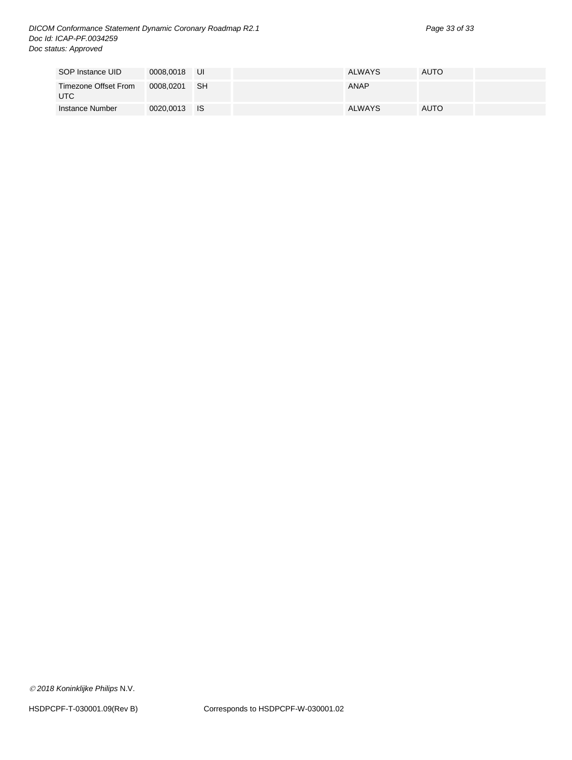| | | | | | | |
|---|---|---|---|---|---|---|
| SOP Instance UID | 0008,0018 | UI | | ALWAYS | AUTO | |
| Timezone Offset From UTC | 0008,0201 | SH | | ANAP | | |
| Instance Number | 0020,0013 | IS | | ALWAYS | AUTO | |